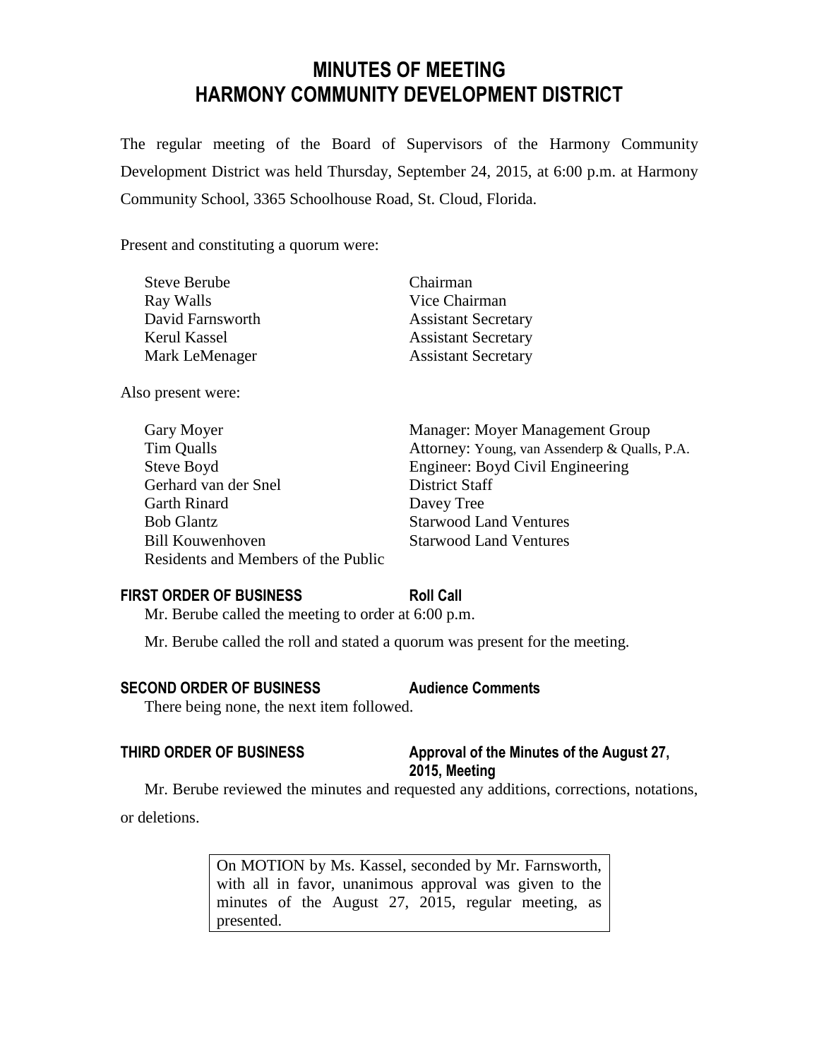# MINUTES OF MEETING
# HARMONY COMMUNITY DEVELOPMENT DISTRICT

The regular meeting of the Board of Supervisors of the Harmony Community Development District was held Thursday, September 24, 2015, at 6:00 p.m. at Harmony Community School, 3365 Schoolhouse Road, St. Cloud, Florida.

Present and constituting a quorum were:

| | |
|---|---|
| Steve Berube | Chairman |
| Ray Walls | Vice Chairman |
| David Farnsworth | Assistant Secretary |
| Kerul Kassel | Assistant Secretary |
| Mark LeMenager | Assistant Secretary |

Also present were:

| | |
|---|---|
| Gary Moyer | Manager: Moyer Management Group |
| Tim Qualls | Attorney: Young, van Assenderp & Qualls, P.A. |
| Steve Boyd | Engineer: Boyd Civil Engineering |
| Gerhard van der Snel | District Staff |
| Garth Rinard | Davey Tree |
| Bob Glantz | Starwood Land Ventures |
| Bill Kouwenhoven | Starwood Land Ventures |
| Residents and Members of the Public | |

**FIRST ORDER OF BUSINESS** **Roll Call**

Mr. Berube called the meeting to order at 6:00 p.m.

Mr. Berube called the roll and stated a quorum was present for the meeting.

**SECOND ORDER OF BUSINESS** **Audience Comments**

There being none, the next item followed.

**THIRD ORDER OF BUSINESS** **Approval of the Minutes of the August 27, 2015, Meeting**

Mr. Berube reviewed the minutes and requested any additions, corrections, notations, or deletions.

> On MOTION by Ms. Kassel, seconded by Mr. Farnsworth, with all in favor, unanimous approval was given to the minutes of the August 27, 2015, regular meeting, as presented.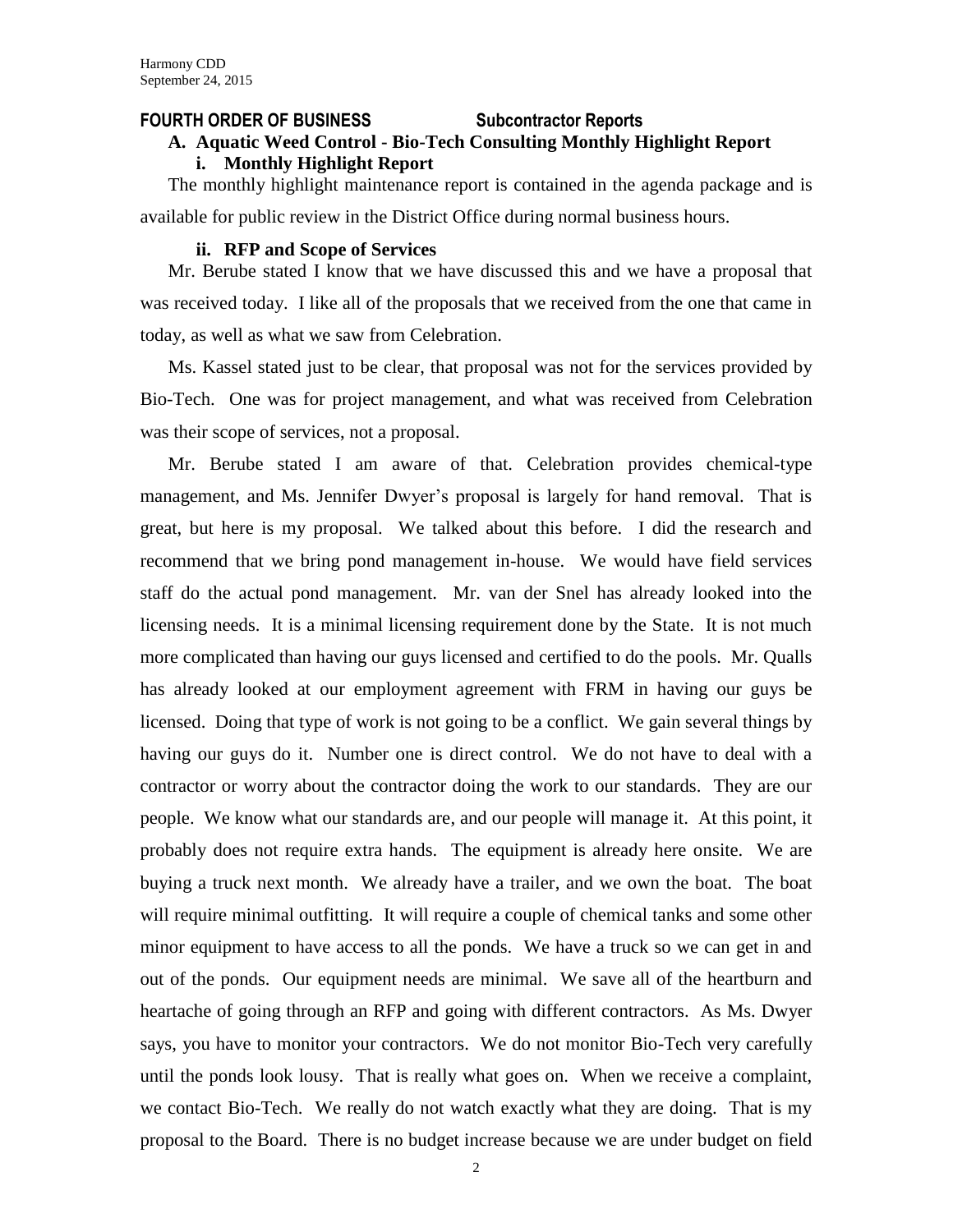**FOURTH ORDER OF BUSINESS Subcontractor Reports**

**A. Aquatic Weed Control - Bio-Tech Consulting Monthly Highlight Report**

**i. Monthly Highlight Report**

The monthly highlight maintenance report is contained in the agenda package and is available for public review in the District Office during normal business hours.

**ii. RFP and Scope of Services**

Mr. Berube stated I know that we have discussed this and we have a proposal that was received today. I like all of the proposals that we received from the one that came in today, as well as what we saw from Celebration.

Ms. Kassel stated just to be clear, that proposal was not for the services provided by Bio-Tech. One was for project management, and what was received from Celebration was their scope of services, not a proposal.

Mr. Berube stated I am aware of that. Celebration provides chemical-type management, and Ms. Jennifer Dwyer's proposal is largely for hand removal. That is great, but here is my proposal. We talked about this before. I did the research and recommend that we bring pond management in-house. We would have field services staff do the actual pond management. Mr. van der Snel has already looked into the licensing needs. It is a minimal licensing requirement done by the State. It is not much more complicated than having our guys licensed and certified to do the pools. Mr. Qualls has already looked at our employment agreement with FRM in having our guys be licensed. Doing that type of work is not going to be a conflict. We gain several things by having our guys do it. Number one is direct control. We do not have to deal with a contractor or worry about the contractor doing the work to our standards. They are our people. We know what our standards are, and our people will manage it. At this point, it probably does not require extra hands. The equipment is already here onsite. We are buying a truck next month. We already have a trailer, and we own the boat. The boat will require minimal outfitting. It will require a couple of chemical tanks and some other minor equipment to have access to all the ponds. We have a truck so we can get in and out of the ponds. Our equipment needs are minimal. We save all of the heartburn and heartache of going through an RFP and going with different contractors. As Ms. Dwyer says, you have to monitor your contractors. We do not monitor Bio-Tech very carefully until the ponds look lousy. That is really what goes on. When we receive a complaint, we contact Bio-Tech. We really do not watch exactly what they are doing. That is my proposal to the Board. There is no budget increase because we are under budget on field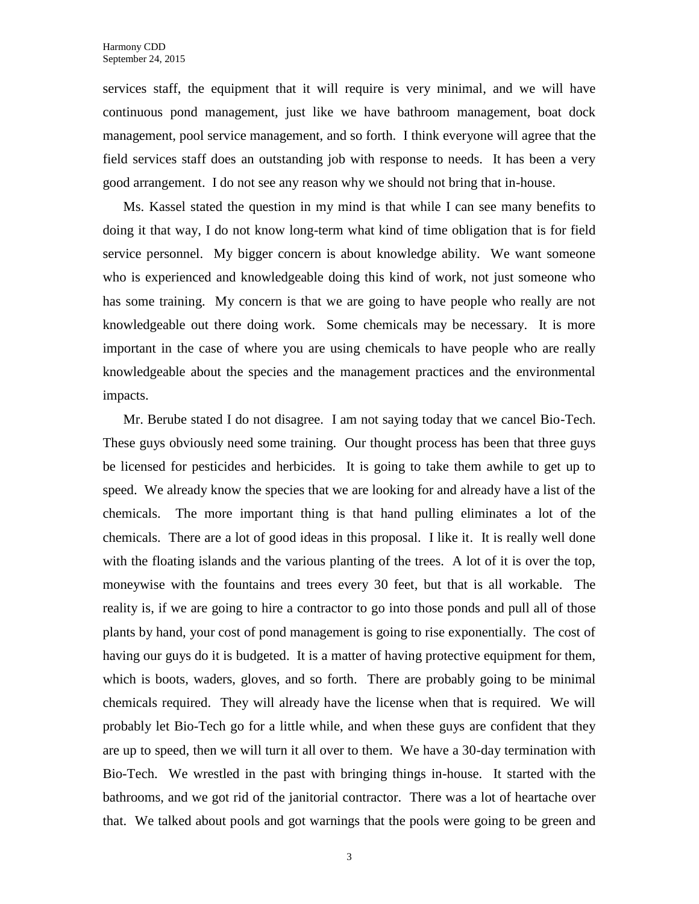services staff, the equipment that it will require is very minimal, and we will have continuous pond management, just like we have bathroom management, boat dock management, pool service management, and so forth. I think everyone will agree that the field services staff does an outstanding job with response to needs. It has been a very good arrangement. I do not see any reason why we should not bring that in-house.

Ms. Kassel stated the question in my mind is that while I can see many benefits to doing it that way, I do not know long-term what kind of time obligation that is for field service personnel. My bigger concern is about knowledge ability. We want someone who is experienced and knowledgeable doing this kind of work, not just someone who has some training. My concern is that we are going to have people who really are not knowledgeable out there doing work. Some chemicals may be necessary. It is more important in the case of where you are using chemicals to have people who are really knowledgeable about the species and the management practices and the environmental impacts.

Mr. Berube stated I do not disagree. I am not saying today that we cancel Bio-Tech. These guys obviously need some training. Our thought process has been that three guys be licensed for pesticides and herbicides. It is going to take them awhile to get up to speed. We already know the species that we are looking for and already have a list of the chemicals. The more important thing is that hand pulling eliminates a lot of the chemicals. There are a lot of good ideas in this proposal. I like it. It is really well done with the floating islands and the various planting of the trees. A lot of it is over the top, moneywise with the fountains and trees every 30 feet, but that is all workable. The reality is, if we are going to hire a contractor to go into those ponds and pull all of those plants by hand, your cost of pond management is going to rise exponentially. The cost of having our guys do it is budgeted. It is a matter of having protective equipment for them, which is boots, waders, gloves, and so forth. There are probably going to be minimal chemicals required. They will already have the license when that is required. We will probably let Bio-Tech go for a little while, and when these guys are confident that they are up to speed, then we will turn it all over to them. We have a 30-day termination with Bio-Tech. We wrestled in the past with bringing things in-house. It started with the bathrooms, and we got rid of the janitorial contractor. There was a lot of heartache over that. We talked about pools and got warnings that the pools were going to be green and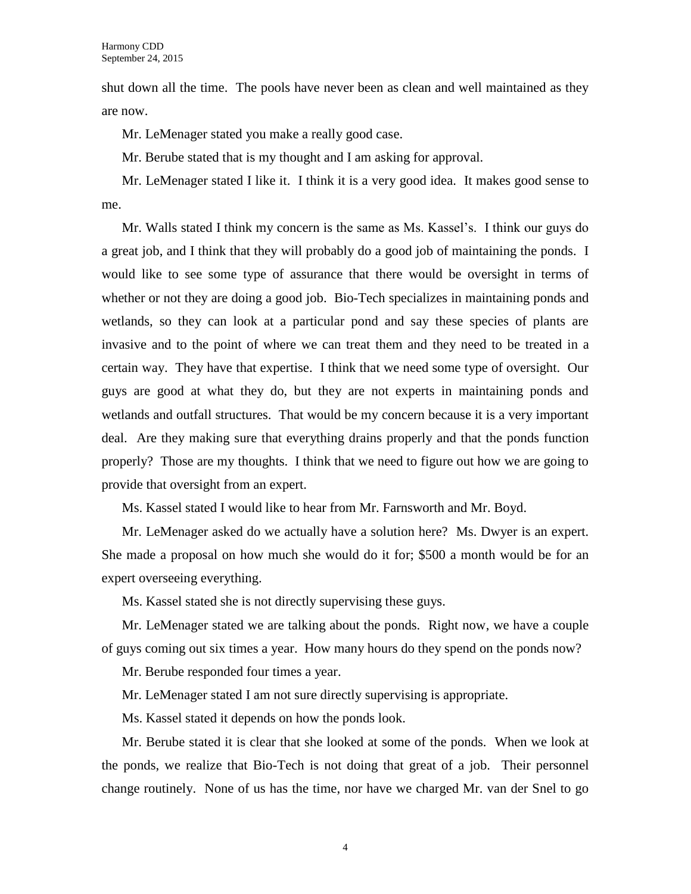shut down all the time. The pools have never been as clean and well maintained as they are now.

Mr. LeMenager stated you make a really good case.

Mr. Berube stated that is my thought and I am asking for approval.

Mr. LeMenager stated I like it. I think it is a very good idea. It makes good sense to me.

Mr. Walls stated I think my concern is the same as Ms. Kassel's. I think our guys do a great job, and I think that they will probably do a good job of maintaining the ponds. I would like to see some type of assurance that there would be oversight in terms of whether or not they are doing a good job. Bio-Tech specializes in maintaining ponds and wetlands, so they can look at a particular pond and say these species of plants are invasive and to the point of where we can treat them and they need to be treated in a certain way. They have that expertise. I think that we need some type of oversight. Our guys are good at what they do, but they are not experts in maintaining ponds and wetlands and outfall structures. That would be my concern because it is a very important deal. Are they making sure that everything drains properly and that the ponds function properly? Those are my thoughts. I think that we need to figure out how we are going to provide that oversight from an expert.

Ms. Kassel stated I would like to hear from Mr. Farnsworth and Mr. Boyd.

Mr. LeMenager asked do we actually have a solution here? Ms. Dwyer is an expert. She made a proposal on how much she would do it for; $500 a month would be for an expert overseeing everything.

Ms. Kassel stated she is not directly supervising these guys.

Mr. LeMenager stated we are talking about the ponds. Right now, we have a couple of guys coming out six times a year. How many hours do they spend on the ponds now?

Mr. Berube responded four times a year.

Mr. LeMenager stated I am not sure directly supervising is appropriate.

Ms. Kassel stated it depends on how the ponds look.

Mr. Berube stated it is clear that she looked at some of the ponds. When we look at the ponds, we realize that Bio-Tech is not doing that great of a job. Their personnel change routinely. None of us has the time, nor have we charged Mr. van der Snel to go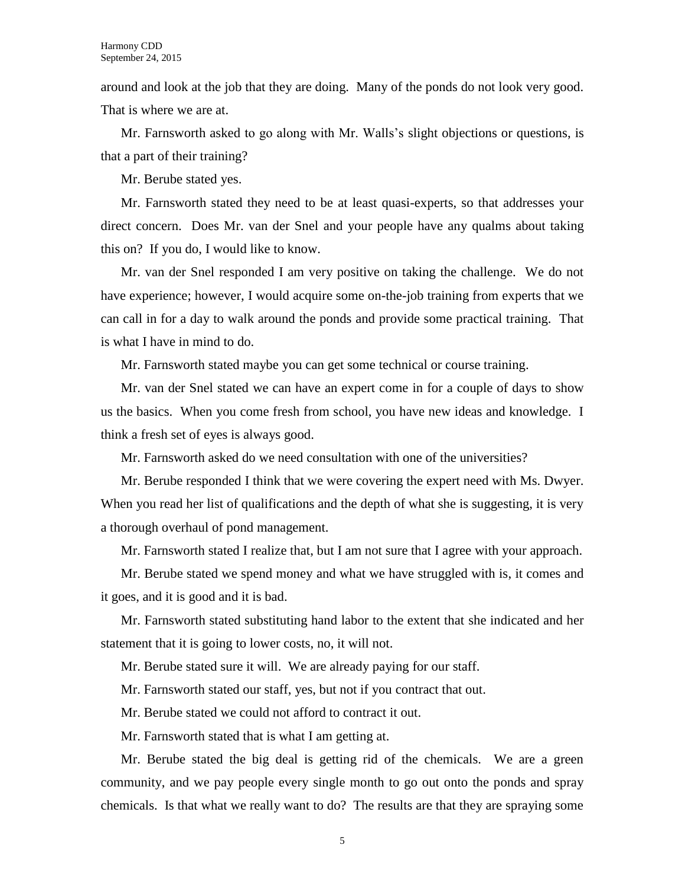around and look at the job that they are doing. Many of the ponds do not look very good. That is where we are at.

Mr. Farnsworth asked to go along with Mr. Walls's slight objections or questions, is that a part of their training?

Mr. Berube stated yes.

Mr. Farnsworth stated they need to be at least quasi-experts, so that addresses your direct concern. Does Mr. van der Snel and your people have any qualms about taking this on? If you do, I would like to know.

Mr. van der Snel responded I am very positive on taking the challenge. We do not have experience; however, I would acquire some on-the-job training from experts that we can call in for a day to walk around the ponds and provide some practical training. That is what I have in mind to do.

Mr. Farnsworth stated maybe you can get some technical or course training.

Mr. van der Snel stated we can have an expert come in for a couple of days to show us the basics. When you come fresh from school, you have new ideas and knowledge. I think a fresh set of eyes is always good.

Mr. Farnsworth asked do we need consultation with one of the universities?

Mr. Berube responded I think that we were covering the expert need with Ms. Dwyer. When you read her list of qualifications and the depth of what she is suggesting, it is very a thorough overhaul of pond management.

Mr. Farnsworth stated I realize that, but I am not sure that I agree with your approach.

Mr. Berube stated we spend money and what we have struggled with is, it comes and it goes, and it is good and it is bad.

Mr. Farnsworth stated substituting hand labor to the extent that she indicated and her statement that it is going to lower costs, no, it will not.

Mr. Berube stated sure it will. We are already paying for our staff.

Mr. Farnsworth stated our staff, yes, but not if you contract that out.

Mr. Berube stated we could not afford to contract it out.

Mr. Farnsworth stated that is what I am getting at.

Mr. Berube stated the big deal is getting rid of the chemicals. We are a green community, and we pay people every single month to go out onto the ponds and spray chemicals. Is that what we really want to do? The results are that they are spraying some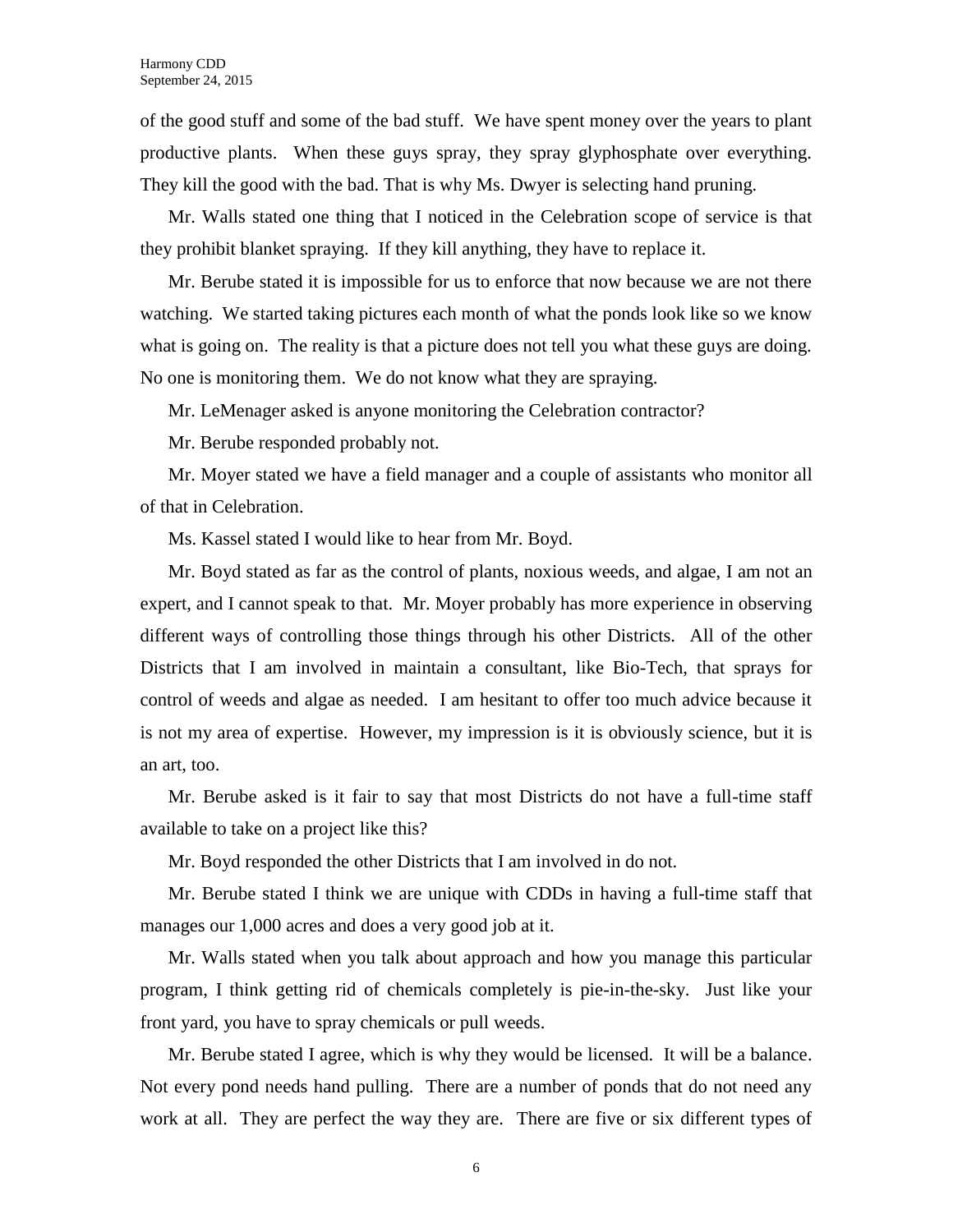of the good stuff and some of the bad stuff. We have spent money over the years to plant productive plants. When these guys spray, they spray glyphosphate over everything. They kill the good with the bad. That is why Ms. Dwyer is selecting hand pruning.

Mr. Walls stated one thing that I noticed in the Celebration scope of service is that they prohibit blanket spraying. If they kill anything, they have to replace it.

Mr. Berube stated it is impossible for us to enforce that now because we are not there watching. We started taking pictures each month of what the ponds look like so we know what is going on. The reality is that a picture does not tell you what these guys are doing. No one is monitoring them. We do not know what they are spraying.

Mr. LeMenager asked is anyone monitoring the Celebration contractor?

Mr. Berube responded probably not.

Mr. Moyer stated we have a field manager and a couple of assistants who monitor all of that in Celebration.

Ms. Kassel stated I would like to hear from Mr. Boyd.

Mr. Boyd stated as far as the control of plants, noxious weeds, and algae, I am not an expert, and I cannot speak to that. Mr. Moyer probably has more experience in observing different ways of controlling those things through his other Districts. All of the other Districts that I am involved in maintain a consultant, like Bio-Tech, that sprays for control of weeds and algae as needed. I am hesitant to offer too much advice because it is not my area of expertise. However, my impression is it is obviously science, but it is an art, too.

Mr. Berube asked is it fair to say that most Districts do not have a full-time staff available to take on a project like this?

Mr. Boyd responded the other Districts that I am involved in do not.

Mr. Berube stated I think we are unique with CDDs in having a full-time staff that manages our 1,000 acres and does a very good job at it.

Mr. Walls stated when you talk about approach and how you manage this particular program, I think getting rid of chemicals completely is pie-in-the-sky. Just like your front yard, you have to spray chemicals or pull weeds.

Mr. Berube stated I agree, which is why they would be licensed. It will be a balance. Not every pond needs hand pulling. There are a number of ponds that do not need any work at all. They are perfect the way they are. There are five or six different types of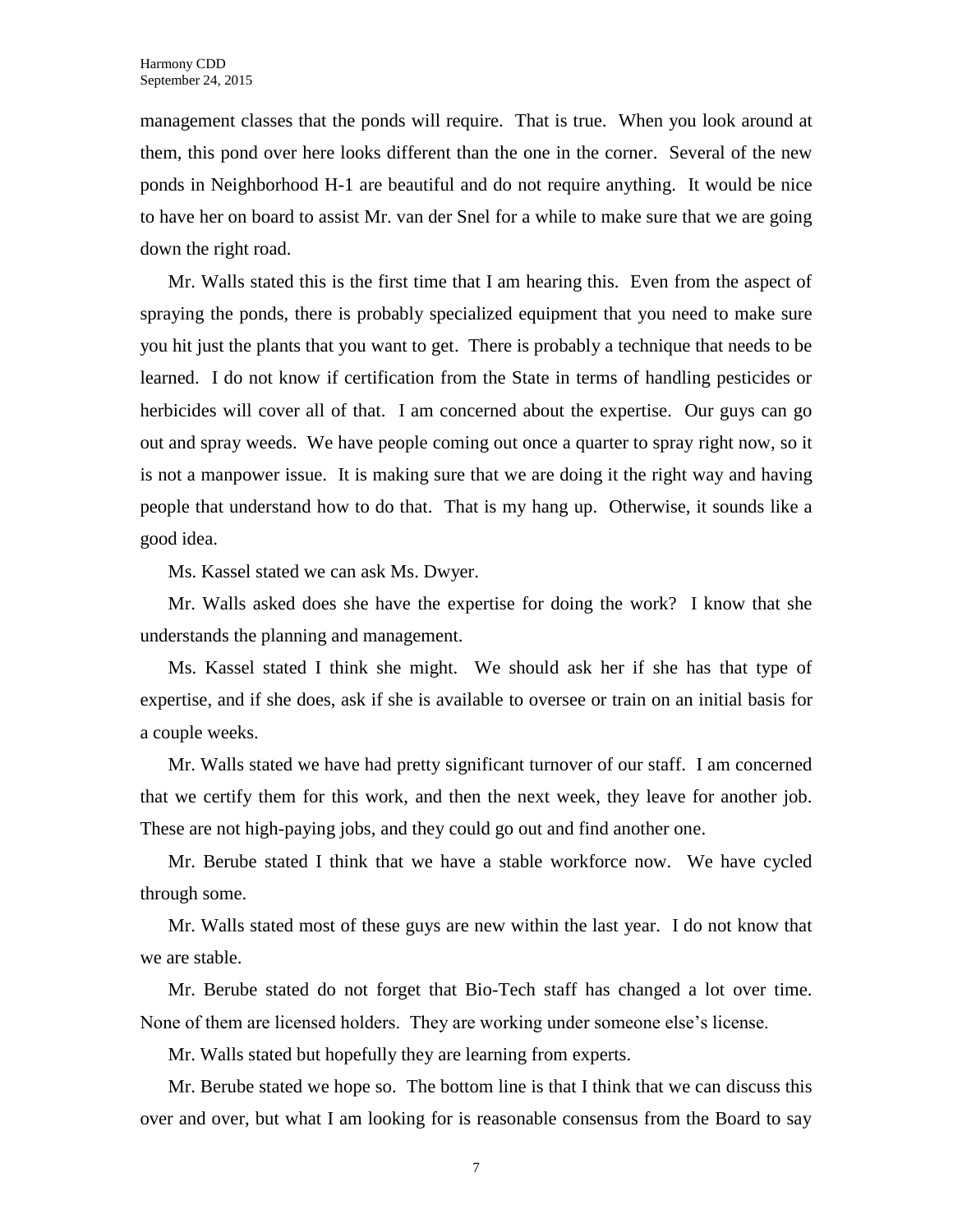management classes that the ponds will require. That is true. When you look around at them, this pond over here looks different than the one in the corner. Several of the new ponds in Neighborhood H-1 are beautiful and do not require anything. It would be nice to have her on board to assist Mr. van der Snel for a while to make sure that we are going down the right road.

Mr. Walls stated this is the first time that I am hearing this. Even from the aspect of spraying the ponds, there is probably specialized equipment that you need to make sure you hit just the plants that you want to get. There is probably a technique that needs to be learned. I do not know if certification from the State in terms of handling pesticides or herbicides will cover all of that. I am concerned about the expertise. Our guys can go out and spray weeds. We have people coming out once a quarter to spray right now, so it is not a manpower issue. It is making sure that we are doing it the right way and having people that understand how to do that. That is my hang up. Otherwise, it sounds like a good idea.

Ms. Kassel stated we can ask Ms. Dwyer.

Mr. Walls asked does she have the expertise for doing the work? I know that she understands the planning and management.

Ms. Kassel stated I think she might. We should ask her if she has that type of expertise, and if she does, ask if she is available to oversee or train on an initial basis for a couple weeks.

Mr. Walls stated we have had pretty significant turnover of our staff. I am concerned that we certify them for this work, and then the next week, they leave for another job. These are not high-paying jobs, and they could go out and find another one.

Mr. Berube stated I think that we have a stable workforce now. We have cycled through some.

Mr. Walls stated most of these guys are new within the last year. I do not know that we are stable.

Mr. Berube stated do not forget that Bio-Tech staff has changed a lot over time. None of them are licensed holders. They are working under someone else's license.

Mr. Walls stated but hopefully they are learning from experts.

Mr. Berube stated we hope so. The bottom line is that I think that we can discuss this over and over, but what I am looking for is reasonable consensus from the Board to say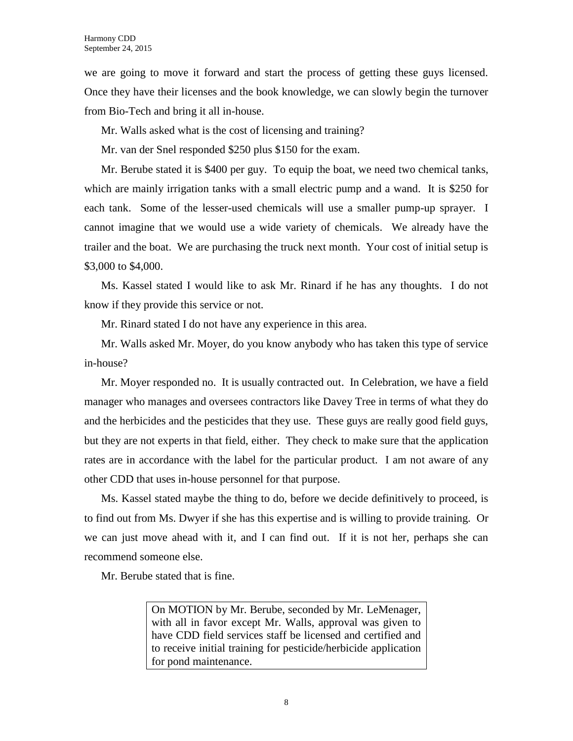we are going to move it forward and start the process of getting these guys licensed. Once they have their licenses and the book knowledge, we can slowly begin the turnover from Bio-Tech and bring it all in-house.

Mr. Walls asked what is the cost of licensing and training?

Mr. van der Snel responded $250 plus $150 for the exam.

Mr. Berube stated it is $400 per guy. To equip the boat, we need two chemical tanks, which are mainly irrigation tanks with a small electric pump and a wand. It is $250 for each tank. Some of the lesser-used chemicals will use a smaller pump-up sprayer. I cannot imagine that we would use a wide variety of chemicals. We already have the trailer and the boat. We are purchasing the truck next month. Your cost of initial setup is $3,000 to $4,000.

Ms. Kassel stated I would like to ask Mr. Rinard if he has any thoughts. I do not know if they provide this service or not.

Mr. Rinard stated I do not have any experience in this area.

Mr. Walls asked Mr. Moyer, do you know anybody who has taken this type of service in-house?

Mr. Moyer responded no. It is usually contracted out. In Celebration, we have a field manager who manages and oversees contractors like Davey Tree in terms of what they do and the herbicides and the pesticides that they use. These guys are really good field guys, but they are not experts in that field, either. They check to make sure that the application rates are in accordance with the label for the particular product. I am not aware of any other CDD that uses in-house personnel for that purpose.

Ms. Kassel stated maybe the thing to do, before we decide definitively to proceed, is to find out from Ms. Dwyer if she has this expertise and is willing to provide training. Or we can just move ahead with it, and I can find out. If it is not her, perhaps she can recommend someone else.

Mr. Berube stated that is fine.

> On MOTION by Mr. Berube, seconded by Mr. LeMenager, with all in favor except Mr. Walls, approval was given to have CDD field services staff be licensed and certified and to receive initial training for pesticide/herbicide application for pond maintenance.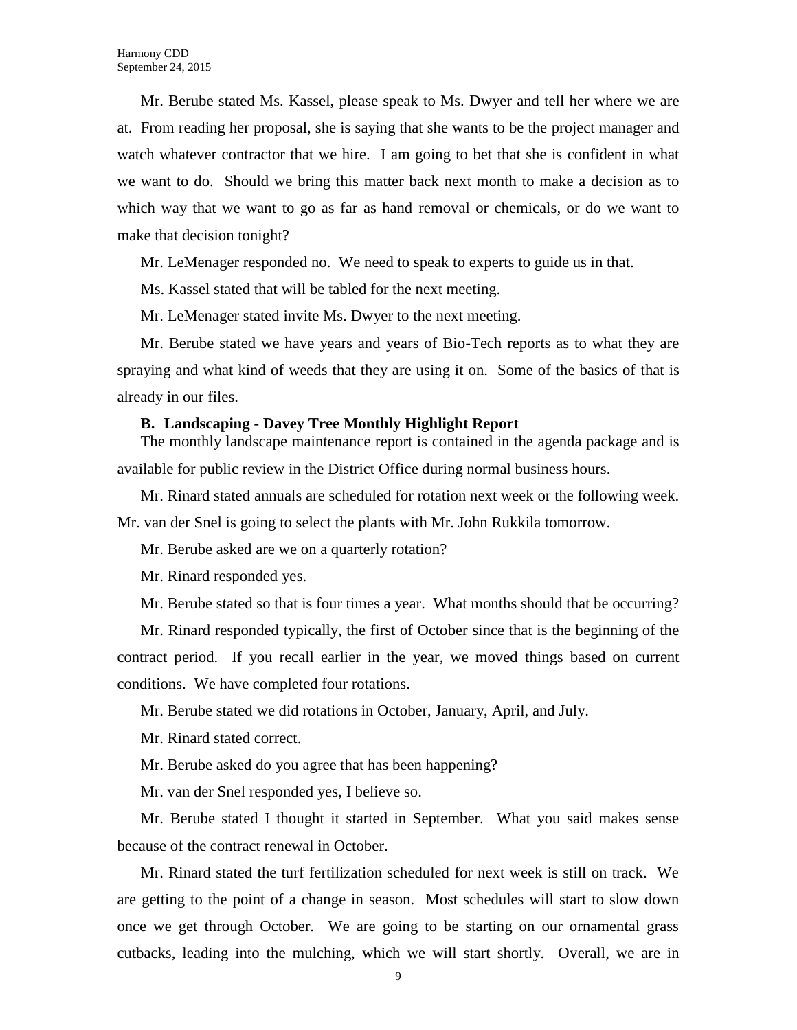Mr. Berube stated Ms. Kassel, please speak to Ms. Dwyer and tell her where we are at. From reading her proposal, she is saying that she wants to be the project manager and watch whatever contractor that we hire. I am going to bet that she is confident in what we want to do. Should we bring this matter back next month to make a decision as to which way that we want to go as far as hand removal or chemicals, or do we want to make that decision tonight?

Mr. LeMenager responded no. We need to speak to experts to guide us in that.

Ms. Kassel stated that will be tabled for the next meeting.

Mr. LeMenager stated invite Ms. Dwyer to the next meeting.

Mr. Berube stated we have years and years of Bio-Tech reports as to what they are spraying and what kind of weeds that they are using it on. Some of the basics of that is already in our files.

**B. Landscaping - Davey Tree Monthly Highlight Report**

The monthly landscape maintenance report is contained in the agenda package and is available for public review in the District Office during normal business hours.

Mr. Rinard stated annuals are scheduled for rotation next week or the following week. Mr. van der Snel is going to select the plants with Mr. John Rukkila tomorrow.

Mr. Berube asked are we on a quarterly rotation?

Mr. Rinard responded yes.

Mr. Berube stated so that is four times a year. What months should that be occurring?

Mr. Rinard responded typically, the first of October since that is the beginning of the contract period. If you recall earlier in the year, we moved things based on current conditions. We have completed four rotations.

Mr. Berube stated we did rotations in October, January, April, and July.

Mr. Rinard stated correct.

Mr. Berube asked do you agree that has been happening?

Mr. van der Snel responded yes, I believe so.

Mr. Berube stated I thought it started in September. What you said makes sense because of the contract renewal in October.

Mr. Rinard stated the turf fertilization scheduled for next week is still on track. We are getting to the point of a change in season. Most schedules will start to slow down once we get through October. We are going to be starting on our ornamental grass cutbacks, leading into the mulching, which we will start shortly. Overall, we are in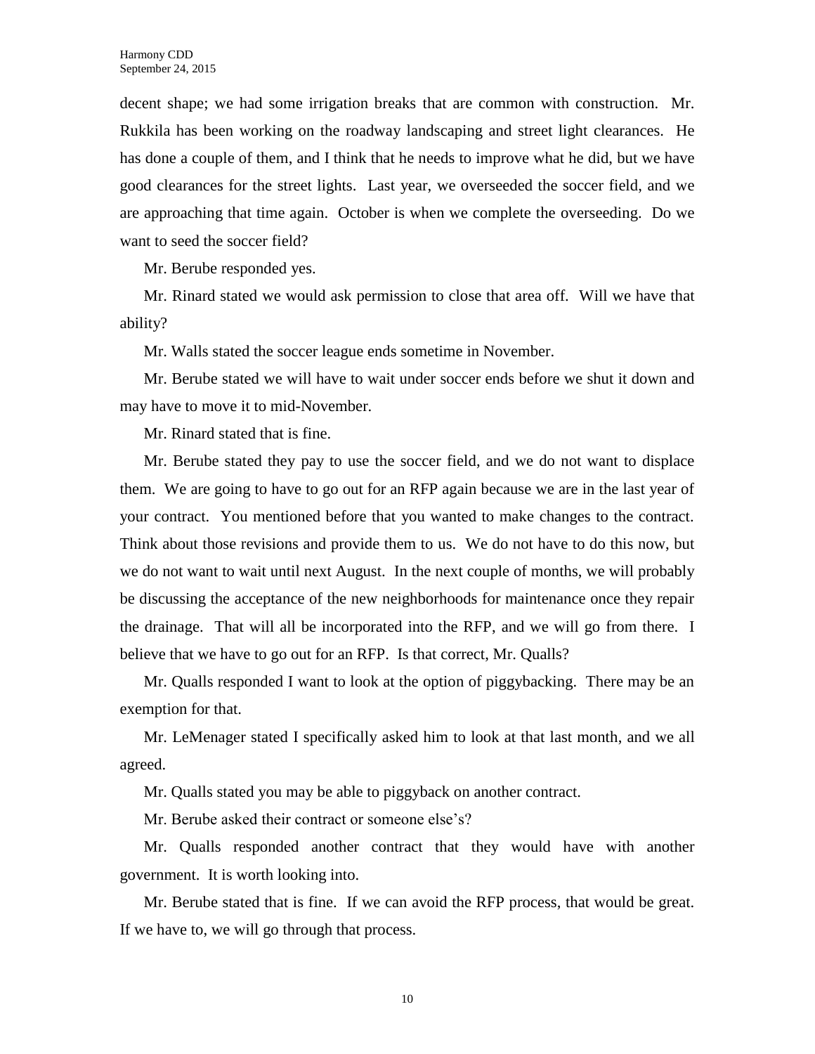decent shape; we had some irrigation breaks that are common with construction. Mr. Rukkila has been working on the roadway landscaping and street light clearances. He has done a couple of them, and I think that he needs to improve what he did, but we have good clearances for the street lights. Last year, we overseeded the soccer field, and we are approaching that time again. October is when we complete the overseeding. Do we want to seed the soccer field?

Mr. Berube responded yes.

Mr. Rinard stated we would ask permission to close that area off. Will we have that ability?

Mr. Walls stated the soccer league ends sometime in November.

Mr. Berube stated we will have to wait under soccer ends before we shut it down and may have to move it to mid-November.

Mr. Rinard stated that is fine.

Mr. Berube stated they pay to use the soccer field, and we do not want to displace them. We are going to have to go out for an RFP again because we are in the last year of your contract. You mentioned before that you wanted to make changes to the contract. Think about those revisions and provide them to us. We do not have to do this now, but we do not want to wait until next August. In the next couple of months, we will probably be discussing the acceptance of the new neighborhoods for maintenance once they repair the drainage. That will all be incorporated into the RFP, and we will go from there. I believe that we have to go out for an RFP. Is that correct, Mr. Qualls?

Mr. Qualls responded I want to look at the option of piggybacking. There may be an exemption for that.

Mr. LeMenager stated I specifically asked him to look at that last month, and we all agreed.

Mr. Qualls stated you may be able to piggyback on another contract.

Mr. Berube asked their contract or someone else's?

Mr. Qualls responded another contract that they would have with another government. It is worth looking into.

Mr. Berube stated that is fine. If we can avoid the RFP process, that would be great. If we have to, we will go through that process.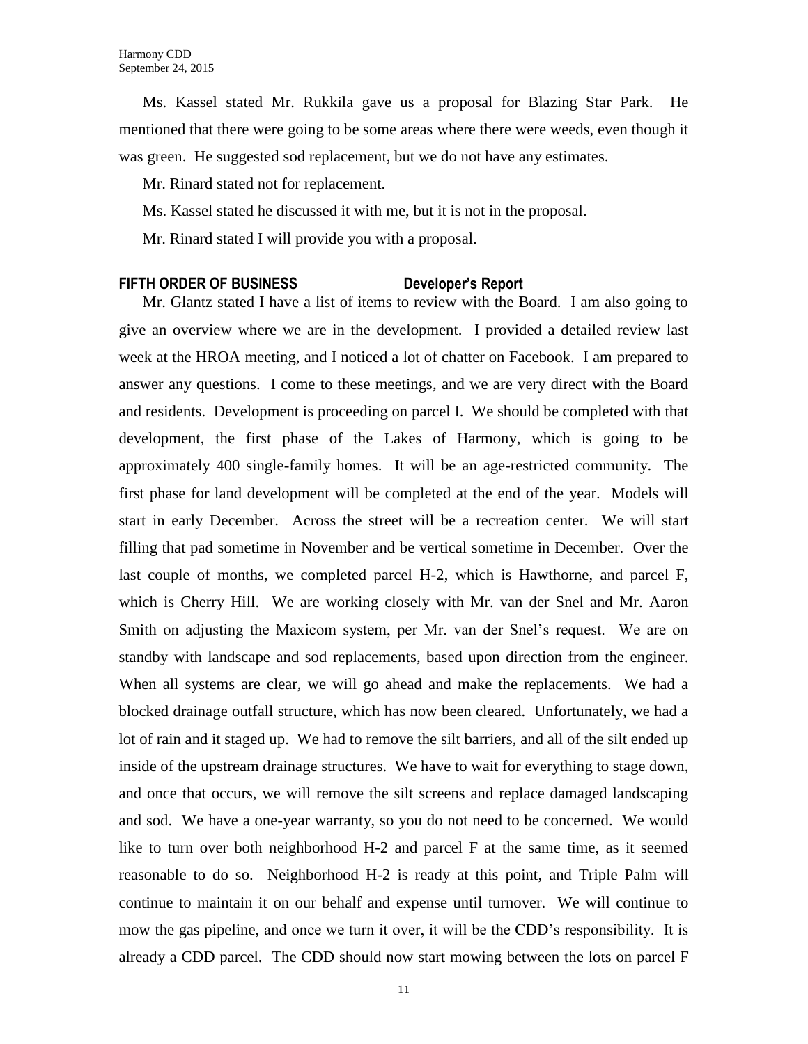Ms. Kassel stated Mr. Rukkila gave us a proposal for Blazing Star Park. He mentioned that there were going to be some areas where there were weeds, even though it was green. He suggested sod replacement, but we do not have any estimates.

Mr. Rinard stated not for replacement.

Ms. Kassel stated he discussed it with me, but it is not in the proposal.

Mr. Rinard stated I will provide you with a proposal.

**FIFTH ORDER OF BUSINESS Developer's Report**

Mr. Glantz stated I have a list of items to review with the Board. I am also going to give an overview where we are in the development. I provided a detailed review last week at the HROA meeting, and I noticed a lot of chatter on Facebook. I am prepared to answer any questions. I come to these meetings, and we are very direct with the Board and residents. Development is proceeding on parcel I. We should be completed with that development, the first phase of the Lakes of Harmony, which is going to be approximately 400 single-family homes. It will be an age-restricted community. The first phase for land development will be completed at the end of the year. Models will start in early December. Across the street will be a recreation center. We will start filling that pad sometime in November and be vertical sometime in December. Over the last couple of months, we completed parcel H-2, which is Hawthorne, and parcel F, which is Cherry Hill. We are working closely with Mr. van der Snel and Mr. Aaron Smith on adjusting the Maxicom system, per Mr. van der Snel's request. We are on standby with landscape and sod replacements, based upon direction from the engineer. When all systems are clear, we will go ahead and make the replacements. We had a blocked drainage outfall structure, which has now been cleared. Unfortunately, we had a lot of rain and it staged up. We had to remove the silt barriers, and all of the silt ended up inside of the upstream drainage structures. We have to wait for everything to stage down, and once that occurs, we will remove the silt screens and replace damaged landscaping and sod. We have a one-year warranty, so you do not need to be concerned. We would like to turn over both neighborhood H-2 and parcel F at the same time, as it seemed reasonable to do so. Neighborhood H-2 is ready at this point, and Triple Palm will continue to maintain it on our behalf and expense until turnover. We will continue to mow the gas pipeline, and once we turn it over, it will be the CDD's responsibility. It is already a CDD parcel. The CDD should now start mowing between the lots on parcel F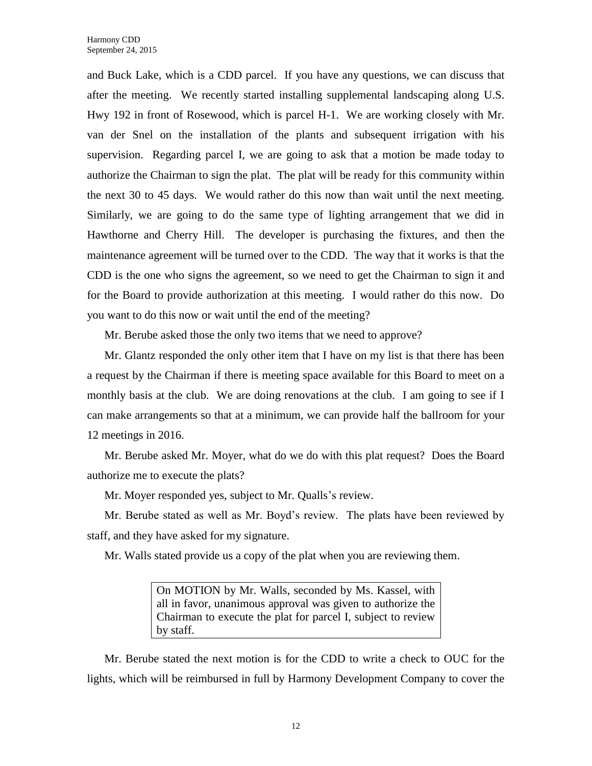and Buck Lake, which is a CDD parcel. If you have any questions, we can discuss that after the meeting. We recently started installing supplemental landscaping along U.S. Hwy 192 in front of Rosewood, which is parcel H-1. We are working closely with Mr. van der Snel on the installation of the plants and subsequent irrigation with his supervision. Regarding parcel I, we are going to ask that a motion be made today to authorize the Chairman to sign the plat. The plat will be ready for this community within the next 30 to 45 days. We would rather do this now than wait until the next meeting. Similarly, we are going to do the same type of lighting arrangement that we did in Hawthorne and Cherry Hill. The developer is purchasing the fixtures, and then the maintenance agreement will be turned over to the CDD. The way that it works is that the CDD is the one who signs the agreement, so we need to get the Chairman to sign it and for the Board to provide authorization at this meeting. I would rather do this now. Do you want to do this now or wait until the end of the meeting?

Mr. Berube asked those the only two items that we need to approve?

Mr. Glantz responded the only other item that I have on my list is that there has been a request by the Chairman if there is meeting space available for this Board to meet on a monthly basis at the club. We are doing renovations at the club. I am going to see if I can make arrangements so that at a minimum, we can provide half the ballroom for your 12 meetings in 2016.

Mr. Berube asked Mr. Moyer, what do we do with this plat request? Does the Board authorize me to execute the plats?

Mr. Moyer responded yes, subject to Mr. Qualls's review.

Mr. Berube stated as well as Mr. Boyd's review. The plats have been reviewed by staff, and they have asked for my signature.

Mr. Walls stated provide us a copy of the plat when you are reviewing them.

> On MOTION by Mr. Walls, seconded by Ms. Kassel, with all in favor, unanimous approval was given to authorize the Chairman to execute the plat for parcel I, subject to review by staff.

Mr. Berube stated the next motion is for the CDD to write a check to OUC for the lights, which will be reimbursed in full by Harmony Development Company to cover the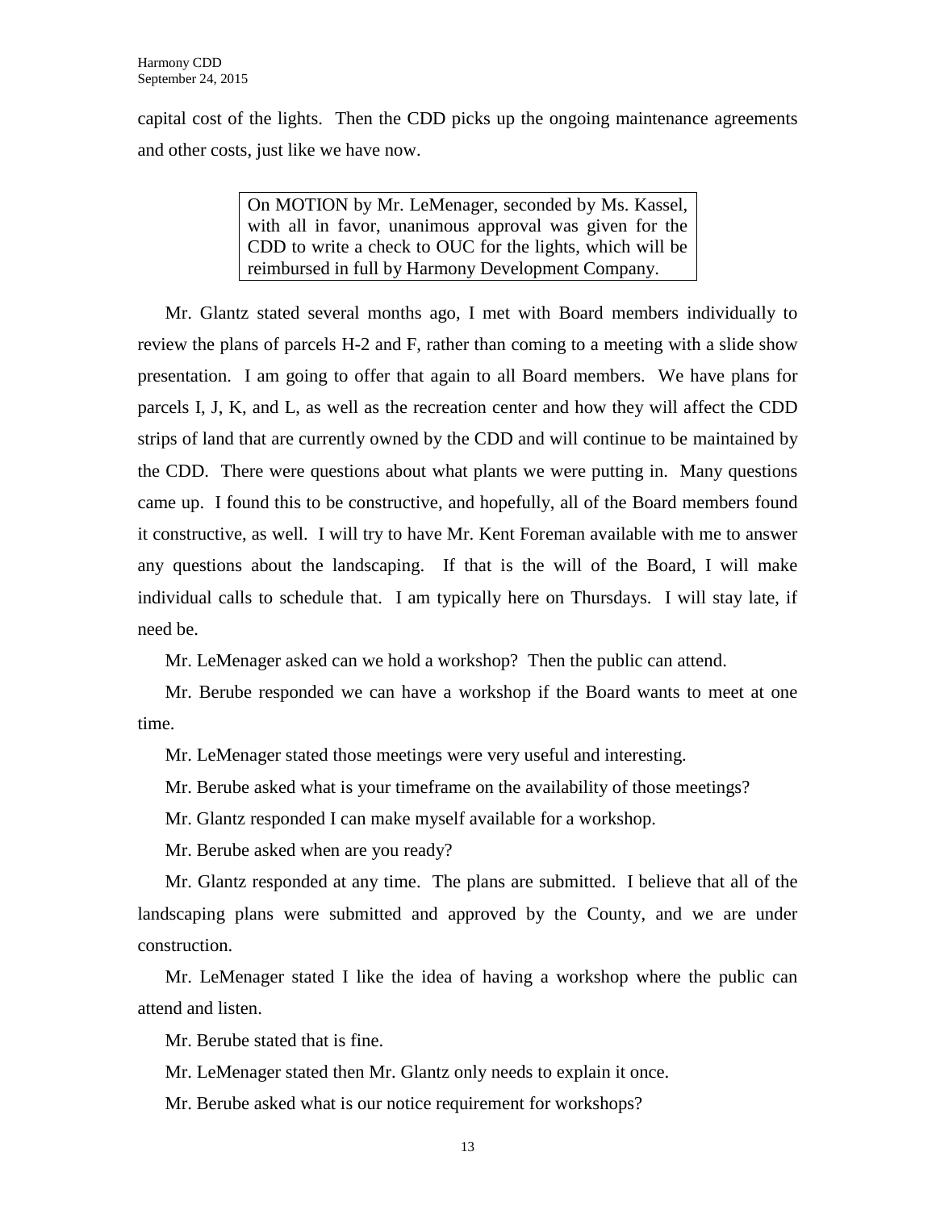capital cost of the lights. Then the CDD picks up the ongoing maintenance agreements and other costs, just like we have now.

> On MOTION by Mr. LeMenager, seconded by Ms. Kassel, with all in favor, unanimous approval was given for the CDD to write a check to OUC for the lights, which will be reimbursed in full by Harmony Development Company.

Mr. Glantz stated several months ago, I met with Board members individually to review the plans of parcels H-2 and F, rather than coming to a meeting with a slide show presentation. I am going to offer that again to all Board members. We have plans for parcels I, J, K, and L, as well as the recreation center and how they will affect the CDD strips of land that are currently owned by the CDD and will continue to be maintained by the CDD. There were questions about what plants we were putting in. Many questions came up. I found this to be constructive, and hopefully, all of the Board members found it constructive, as well. I will try to have Mr. Kent Foreman available with me to answer any questions about the landscaping. If that is the will of the Board, I will make individual calls to schedule that. I am typically here on Thursdays. I will stay late, if need be.

Mr. LeMenager asked can we hold a workshop? Then the public can attend.

Mr. Berube responded we can have a workshop if the Board wants to meet at one time.

Mr. LeMenager stated those meetings were very useful and interesting.

Mr. Berube asked what is your timeframe on the availability of those meetings?

Mr. Glantz responded I can make myself available for a workshop.

Mr. Berube asked when are you ready?

Mr. Glantz responded at any time. The plans are submitted. I believe that all of the landscaping plans were submitted and approved by the County, and we are under construction.

Mr. LeMenager stated I like the idea of having a workshop where the public can attend and listen.

Mr. Berube stated that is fine.

Mr. LeMenager stated then Mr. Glantz only needs to explain it once.

Mr. Berube asked what is our notice requirement for workshops?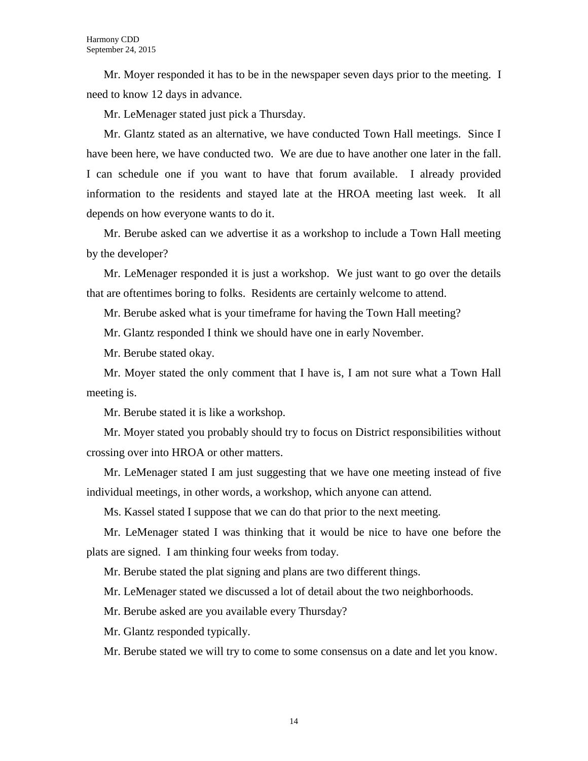Mr. Moyer responded it has to be in the newspaper seven days prior to the meeting. I need to know 12 days in advance.

Mr. LeMenager stated just pick a Thursday.

Mr. Glantz stated as an alternative, we have conducted Town Hall meetings. Since I have been here, we have conducted two. We are due to have another one later in the fall. I can schedule one if you want to have that forum available. I already provided information to the residents and stayed late at the HROA meeting last week. It all depends on how everyone wants to do it.

Mr. Berube asked can we advertise it as a workshop to include a Town Hall meeting by the developer?

Mr. LeMenager responded it is just a workshop. We just want to go over the details that are oftentimes boring to folks. Residents are certainly welcome to attend.

Mr. Berube asked what is your timeframe for having the Town Hall meeting?

Mr. Glantz responded I think we should have one in early November.

Mr. Berube stated okay.

Mr. Moyer stated the only comment that I have is, I am not sure what a Town Hall meeting is.

Mr. Berube stated it is like a workshop.

Mr. Moyer stated you probably should try to focus on District responsibilities without crossing over into HROA or other matters.

Mr. LeMenager stated I am just suggesting that we have one meeting instead of five individual meetings, in other words, a workshop, which anyone can attend.

Ms. Kassel stated I suppose that we can do that prior to the next meeting.

Mr. LeMenager stated I was thinking that it would be nice to have one before the plats are signed. I am thinking four weeks from today.

Mr. Berube stated the plat signing and plans are two different things.

Mr. LeMenager stated we discussed a lot of detail about the two neighborhoods.

Mr. Berube asked are you available every Thursday?

Mr. Glantz responded typically.

Mr. Berube stated we will try to come to some consensus on a date and let you know.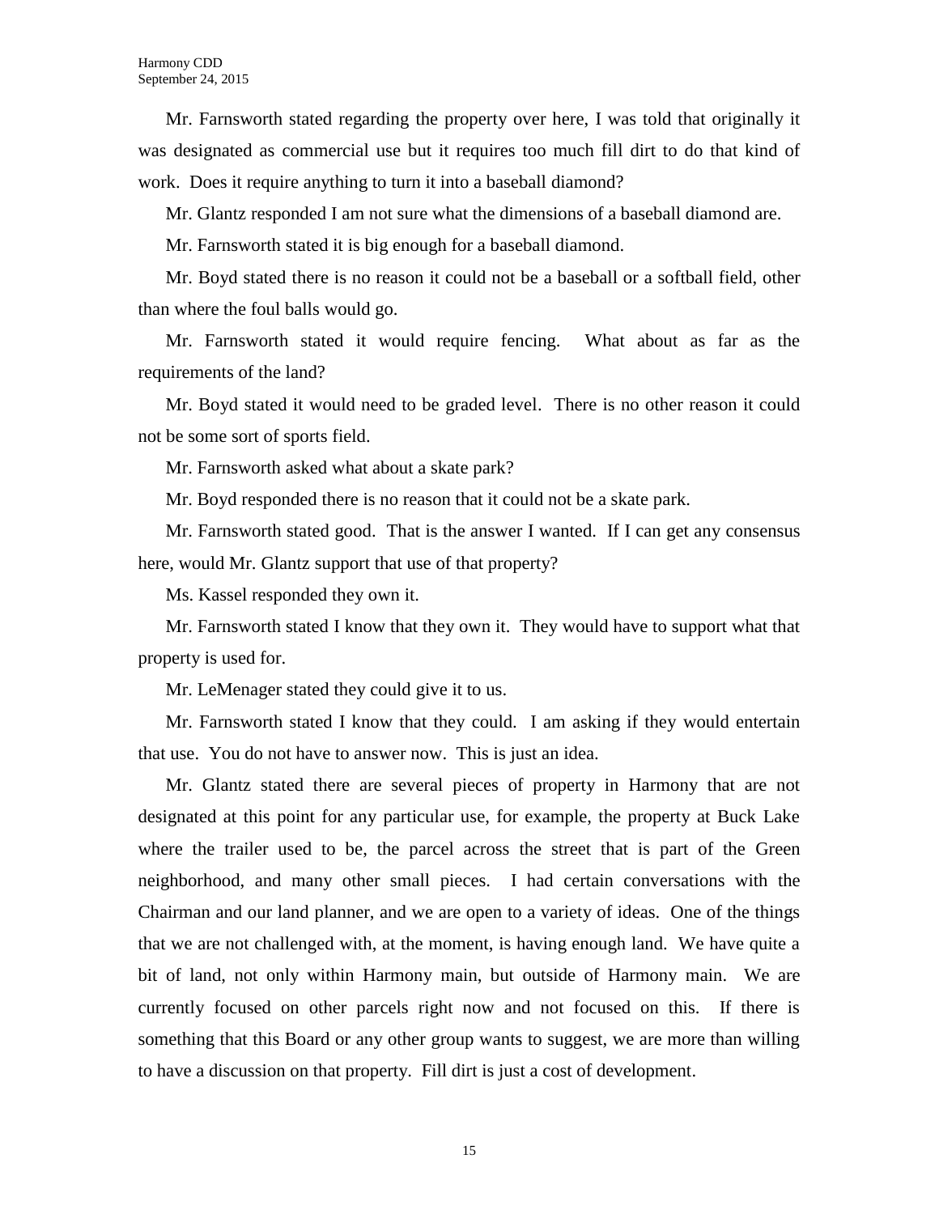Mr. Farnsworth stated regarding the property over here, I was told that originally it was designated as commercial use but it requires too much fill dirt to do that kind of work. Does it require anything to turn it into a baseball diamond?

Mr. Glantz responded I am not sure what the dimensions of a baseball diamond are.

Mr. Farnsworth stated it is big enough for a baseball diamond.

Mr. Boyd stated there is no reason it could not be a baseball or a softball field, other than where the foul balls would go.

Mr. Farnsworth stated it would require fencing. What about as far as the requirements of the land?

Mr. Boyd stated it would need to be graded level. There is no other reason it could not be some sort of sports field.

Mr. Farnsworth asked what about a skate park?

Mr. Boyd responded there is no reason that it could not be a skate park.

Mr. Farnsworth stated good. That is the answer I wanted. If I can get any consensus here, would Mr. Glantz support that use of that property?

Ms. Kassel responded they own it.

Mr. Farnsworth stated I know that they own it. They would have to support what that property is used for.

Mr. LeMenager stated they could give it to us.

Mr. Farnsworth stated I know that they could. I am asking if they would entertain that use. You do not have to answer now. This is just an idea.

Mr. Glantz stated there are several pieces of property in Harmony that are not designated at this point for any particular use, for example, the property at Buck Lake where the trailer used to be, the parcel across the street that is part of the Green neighborhood, and many other small pieces. I had certain conversations with the Chairman and our land planner, and we are open to a variety of ideas. One of the things that we are not challenged with, at the moment, is having enough land. We have quite a bit of land, not only within Harmony main, but outside of Harmony main. We are currently focused on other parcels right now and not focused on this. If there is something that this Board or any other group wants to suggest, we are more than willing to have a discussion on that property. Fill dirt is just a cost of development.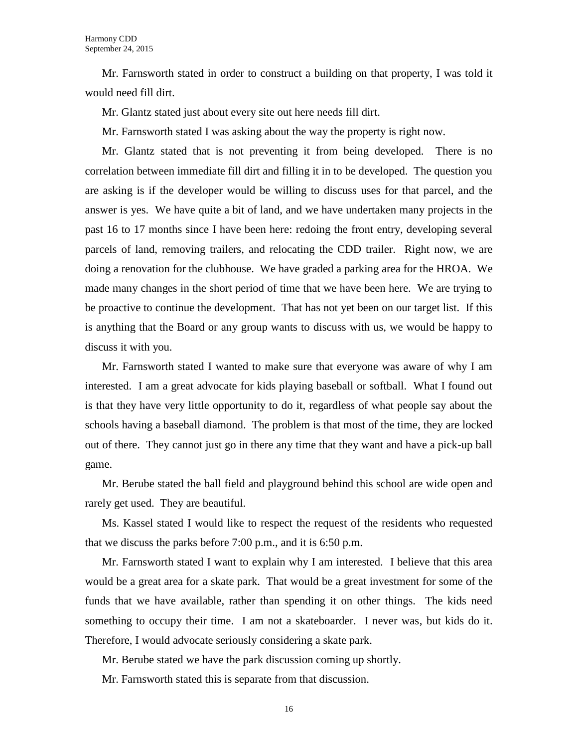Mr. Farnsworth stated in order to construct a building on that property, I was told it would need fill dirt.

Mr. Glantz stated just about every site out here needs fill dirt.

Mr. Farnsworth stated I was asking about the way the property is right now.

Mr. Glantz stated that is not preventing it from being developed. There is no correlation between immediate fill dirt and filling it in to be developed. The question you are asking is if the developer would be willing to discuss uses for that parcel, and the answer is yes. We have quite a bit of land, and we have undertaken many projects in the past 16 to 17 months since I have been here: redoing the front entry, developing several parcels of land, removing trailers, and relocating the CDD trailer. Right now, we are doing a renovation for the clubhouse. We have graded a parking area for the HROA. We made many changes in the short period of time that we have been here. We are trying to be proactive to continue the development. That has not yet been on our target list. If this is anything that the Board or any group wants to discuss with us, we would be happy to discuss it with you.

Mr. Farnsworth stated I wanted to make sure that everyone was aware of why I am interested. I am a great advocate for kids playing baseball or softball. What I found out is that they have very little opportunity to do it, regardless of what people say about the schools having a baseball diamond. The problem is that most of the time, they are locked out of there. They cannot just go in there any time that they want and have a pick-up ball game.

Mr. Berube stated the ball field and playground behind this school are wide open and rarely get used. They are beautiful.

Ms. Kassel stated I would like to respect the request of the residents who requested that we discuss the parks before 7:00 p.m., and it is 6:50 p.m.

Mr. Farnsworth stated I want to explain why I am interested. I believe that this area would be a great area for a skate park. That would be a great investment for some of the funds that we have available, rather than spending it on other things. The kids need something to occupy their time. I am not a skateboarder. I never was, but kids do it. Therefore, I would advocate seriously considering a skate park.

Mr. Berube stated we have the park discussion coming up shortly.

Mr. Farnsworth stated this is separate from that discussion.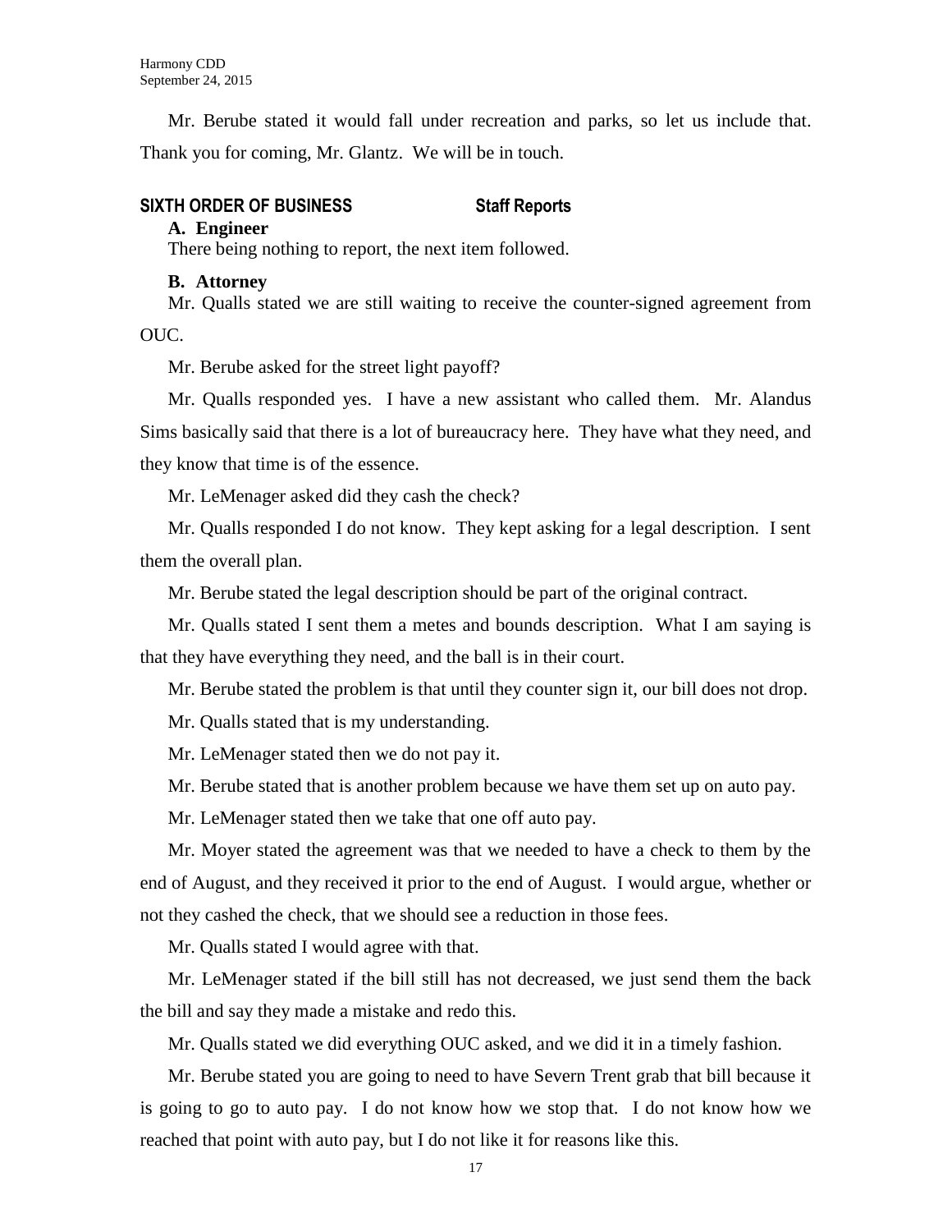Mr. Berube stated it would fall under recreation and parks, so let us include that. Thank you for coming, Mr. Glantz. We will be in touch.

**SIXTH ORDER OF BUSINESS Staff Reports**

**A. Engineer**

There being nothing to report, the next item followed.

**B. Attorney**

Mr. Qualls stated we are still waiting to receive the counter-signed agreement from OUC.

Mr. Berube asked for the street light payoff?

Mr. Qualls responded yes. I have a new assistant who called them. Mr. Alandus Sims basically said that there is a lot of bureaucracy here. They have what they need, and they know that time is of the essence.

Mr. LeMenager asked did they cash the check?

Mr. Qualls responded I do not know. They kept asking for a legal description. I sent them the overall plan.

Mr. Berube stated the legal description should be part of the original contract.

Mr. Qualls stated I sent them a metes and bounds description. What I am saying is that they have everything they need, and the ball is in their court.

Mr. Berube stated the problem is that until they counter sign it, our bill does not drop.

Mr. Qualls stated that is my understanding.

Mr. LeMenager stated then we do not pay it.

Mr. Berube stated that is another problem because we have them set up on auto pay.

Mr. LeMenager stated then we take that one off auto pay.

Mr. Moyer stated the agreement was that we needed to have a check to them by the end of August, and they received it prior to the end of August. I would argue, whether or not they cashed the check, that we should see a reduction in those fees.

Mr. Qualls stated I would agree with that.

Mr. LeMenager stated if the bill still has not decreased, we just send them the back the bill and say they made a mistake and redo this.

Mr. Qualls stated we did everything OUC asked, and we did it in a timely fashion.

Mr. Berube stated you are going to need to have Severn Trent grab that bill because it is going to go to auto pay. I do not know how we stop that. I do not know how we reached that point with auto pay, but I do not like it for reasons like this.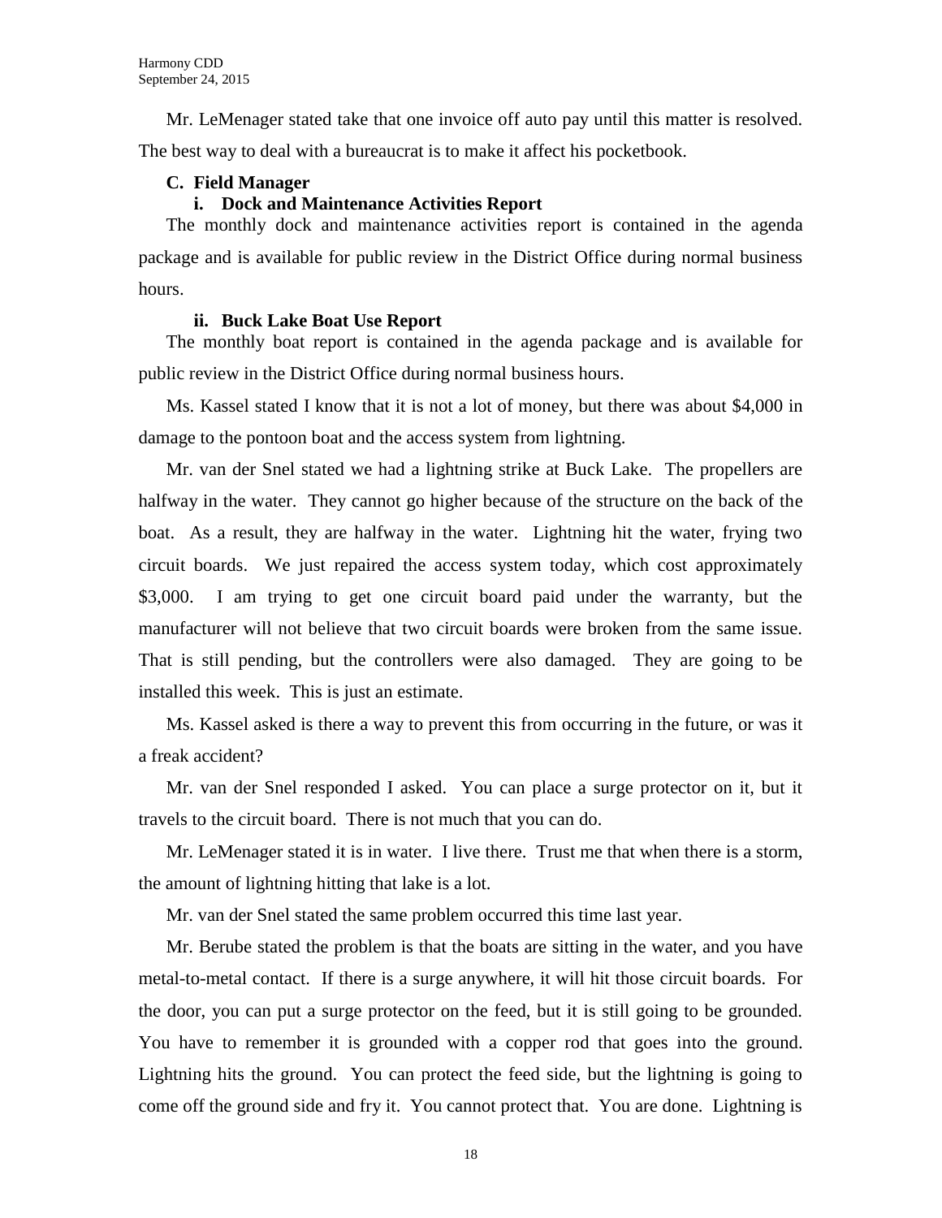Mr. LeMenager stated take that one invoice off auto pay until this matter is resolved. The best way to deal with a bureaucrat is to make it affect his pocketbook.

**C. Field Manager**

**i. Dock and Maintenance Activities Report**

The monthly dock and maintenance activities report is contained in the agenda package and is available for public review in the District Office during normal business hours.

**ii. Buck Lake Boat Use Report**

The monthly boat report is contained in the agenda package and is available for public review in the District Office during normal business hours.

Ms. Kassel stated I know that it is not a lot of money, but there was about $4,000 in damage to the pontoon boat and the access system from lightning.

Mr. van der Snel stated we had a lightning strike at Buck Lake. The propellers are halfway in the water. They cannot go higher because of the structure on the back of the boat. As a result, they are halfway in the water. Lightning hit the water, frying two circuit boards. We just repaired the access system today, which cost approximately $3,000. I am trying to get one circuit board paid under the warranty, but the manufacturer will not believe that two circuit boards were broken from the same issue. That is still pending, but the controllers were also damaged. They are going to be installed this week. This is just an estimate.

Ms. Kassel asked is there a way to prevent this from occurring in the future, or was it a freak accident?

Mr. van der Snel responded I asked. You can place a surge protector on it, but it travels to the circuit board. There is not much that you can do.

Mr. LeMenager stated it is in water. I live there. Trust me that when there is a storm, the amount of lightning hitting that lake is a lot.

Mr. van der Snel stated the same problem occurred this time last year.

Mr. Berube stated the problem is that the boats are sitting in the water, and you have metal-to-metal contact. If there is a surge anywhere, it will hit those circuit boards. For the door, you can put a surge protector on the feed, but it is still going to be grounded. You have to remember it is grounded with a copper rod that goes into the ground. Lightning hits the ground. You can protect the feed side, but the lightning is going to come off the ground side and fry it. You cannot protect that. You are done. Lightning is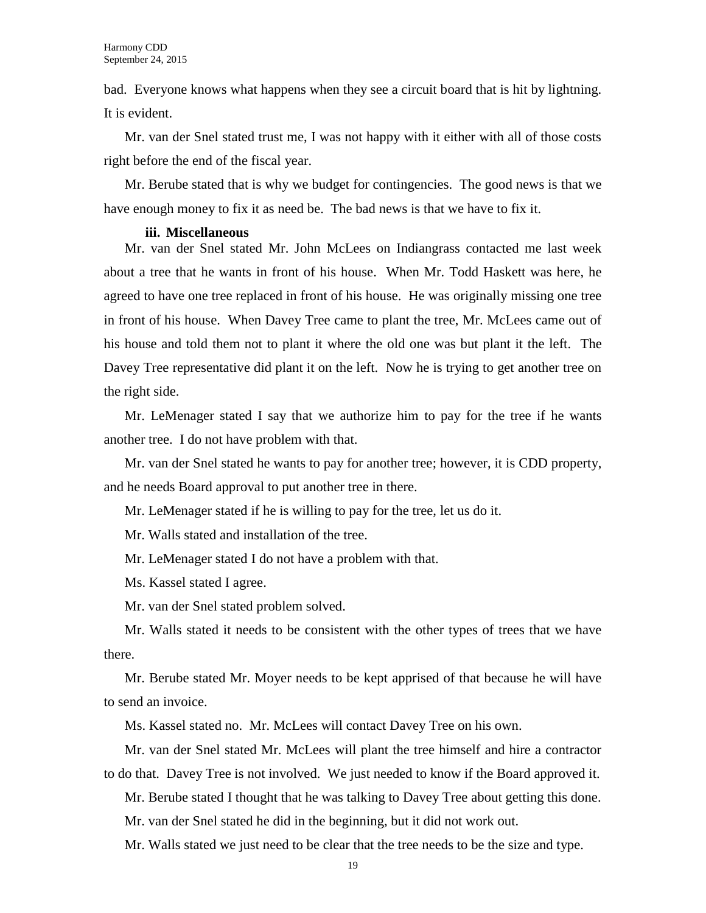bad. Everyone knows what happens when they see a circuit board that is hit by lightning. It is evident.

Mr. van der Snel stated trust me, I was not happy with it either with all of those costs right before the end of the fiscal year.

Mr. Berube stated that is why we budget for contingencies. The good news is that we have enough money to fix it as need be. The bad news is that we have to fix it.

**iii. Miscellaneous**

Mr. van der Snel stated Mr. John McLees on Indiangrass contacted me last week about a tree that he wants in front of his house. When Mr. Todd Haskett was here, he agreed to have one tree replaced in front of his house. He was originally missing one tree in front of his house. When Davey Tree came to plant the tree, Mr. McLees came out of his house and told them not to plant it where the old one was but plant it the left. The Davey Tree representative did plant it on the left. Now he is trying to get another tree on the right side.

Mr. LeMenager stated I say that we authorize him to pay for the tree if he wants another tree. I do not have problem with that.

Mr. van der Snel stated he wants to pay for another tree; however, it is CDD property, and he needs Board approval to put another tree in there.

Mr. LeMenager stated if he is willing to pay for the tree, let us do it.

Mr. Walls stated and installation of the tree.

Mr. LeMenager stated I do not have a problem with that.

Ms. Kassel stated I agree.

Mr. van der Snel stated problem solved.

Mr. Walls stated it needs to be consistent with the other types of trees that we have there.

Mr. Berube stated Mr. Moyer needs to be kept apprised of that because he will have to send an invoice.

Ms. Kassel stated no. Mr. McLees will contact Davey Tree on his own.

Mr. van der Snel stated Mr. McLees will plant the tree himself and hire a contractor to do that. Davey Tree is not involved. We just needed to know if the Board approved it.

Mr. Berube stated I thought that he was talking to Davey Tree about getting this done.

Mr. van der Snel stated he did in the beginning, but it did not work out.

Mr. Walls stated we just need to be clear that the tree needs to be the size and type.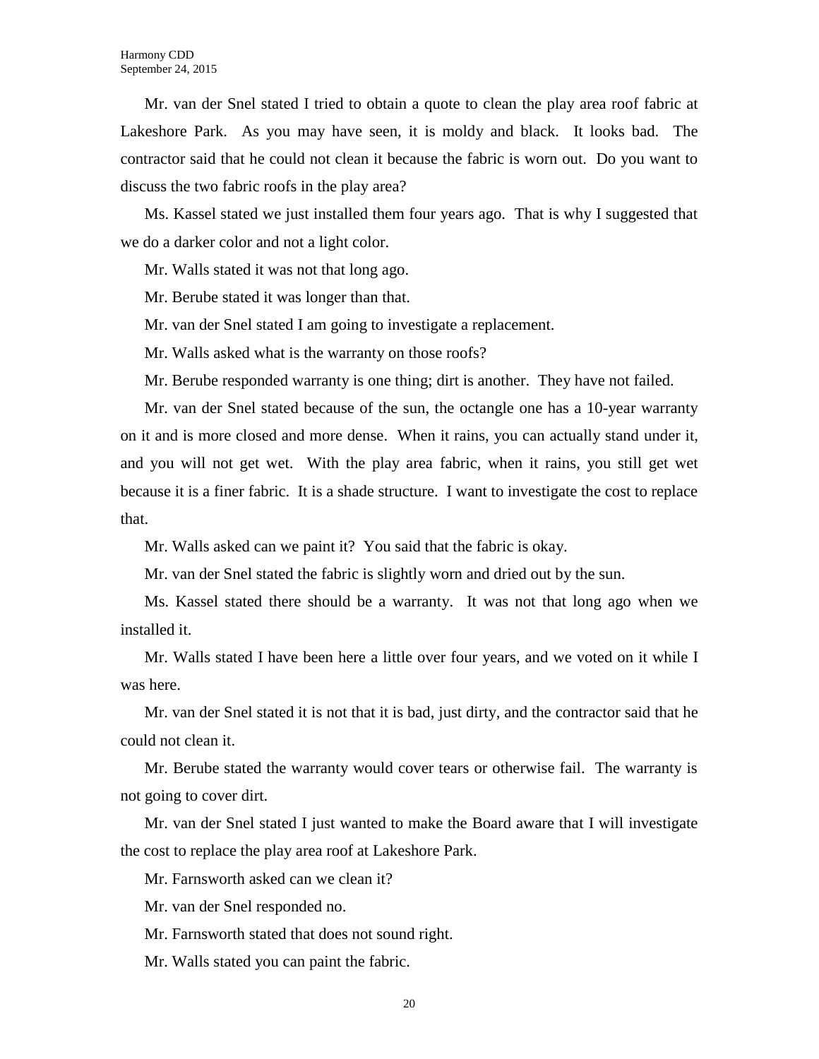Mr. van der Snel stated I tried to obtain a quote to clean the play area roof fabric at Lakeshore Park. As you may have seen, it is moldy and black. It looks bad. The contractor said that he could not clean it because the fabric is worn out. Do you want to discuss the two fabric roofs in the play area?

Ms. Kassel stated we just installed them four years ago. That is why I suggested that we do a darker color and not a light color.

Mr. Walls stated it was not that long ago.

Mr. Berube stated it was longer than that.

Mr. van der Snel stated I am going to investigate a replacement.

Mr. Walls asked what is the warranty on those roofs?

Mr. Berube responded warranty is one thing; dirt is another. They have not failed.

Mr. van der Snel stated because of the sun, the octangle one has a 10-year warranty on it and is more closed and more dense. When it rains, you can actually stand under it, and you will not get wet. With the play area fabric, when it rains, you still get wet because it is a finer fabric. It is a shade structure. I want to investigate the cost to replace that.

Mr. Walls asked can we paint it? You said that the fabric is okay.

Mr. van der Snel stated the fabric is slightly worn and dried out by the sun.

Ms. Kassel stated there should be a warranty. It was not that long ago when we installed it.

Mr. Walls stated I have been here a little over four years, and we voted on it while I was here.

Mr. van der Snel stated it is not that it is bad, just dirty, and the contractor said that he could not clean it.

Mr. Berube stated the warranty would cover tears or otherwise fail. The warranty is not going to cover dirt.

Mr. van der Snel stated I just wanted to make the Board aware that I will investigate the cost to replace the play area roof at Lakeshore Park.

Mr. Farnsworth asked can we clean it?

Mr. van der Snel responded no.

Mr. Farnsworth stated that does not sound right.

Mr. Walls stated you can paint the fabric.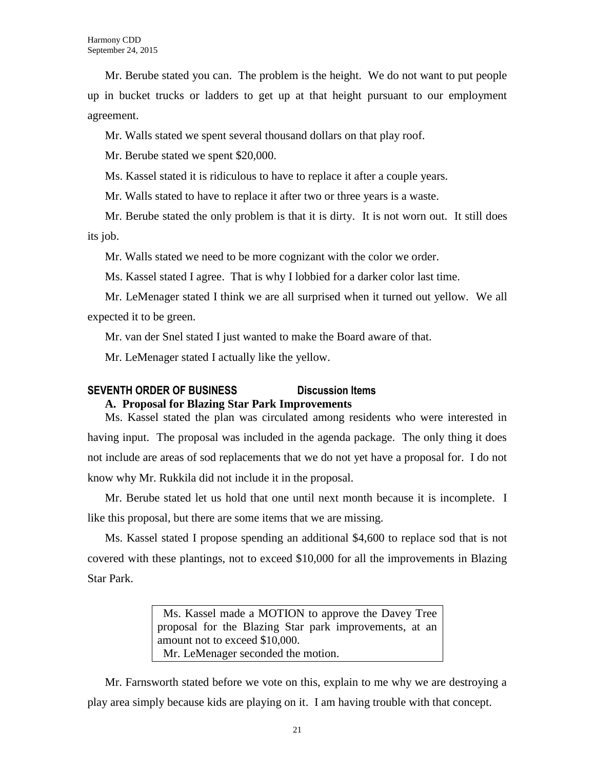Mr. Berube stated you can. The problem is the height. We do not want to put people up in bucket trucks or ladders to get up at that height pursuant to our employment agreement.

Mr. Walls stated we spent several thousand dollars on that play roof.

Mr. Berube stated we spent $20,000.

Ms. Kassel stated it is ridiculous to have to replace it after a couple years.

Mr. Walls stated to have to replace it after two or three years is a waste.

Mr. Berube stated the only problem is that it is dirty. It is not worn out. It still does its job.

Mr. Walls stated we need to be more cognizant with the color we order.

Ms. Kassel stated I agree. That is why I lobbied for a darker color last time.

Mr. LeMenager stated I think we are all surprised when it turned out yellow. We all expected it to be green.

Mr. van der Snel stated I just wanted to make the Board aware of that.

Mr. LeMenager stated I actually like the yellow.

## SEVENTH ORDER OF BUSINESS Discussion Items

### A. Proposal for Blazing Star Park Improvements

Ms. Kassel stated the plan was circulated among residents who were interested in having input. The proposal was included in the agenda package. The only thing it does not include are areas of sod replacements that we do not yet have a proposal for. I do not know why Mr. Rukkila did not include it in the proposal.

Mr. Berube stated let us hold that one until next month because it is incomplete. I like this proposal, but there are some items that we are missing.

Ms. Kassel stated I propose spending an additional $4,600 to replace sod that is not covered with these plantings, not to exceed $10,000 for all the improvements in Blazing Star Park.

> Ms. Kassel made a MOTION to approve the Davey Tree proposal for the Blazing Star park improvements, at an amount not to exceed $10,000.
> Mr. LeMenager seconded the motion.

Mr. Farnsworth stated before we vote on this, explain to me why we are destroying a play area simply because kids are playing on it. I am having trouble with that concept.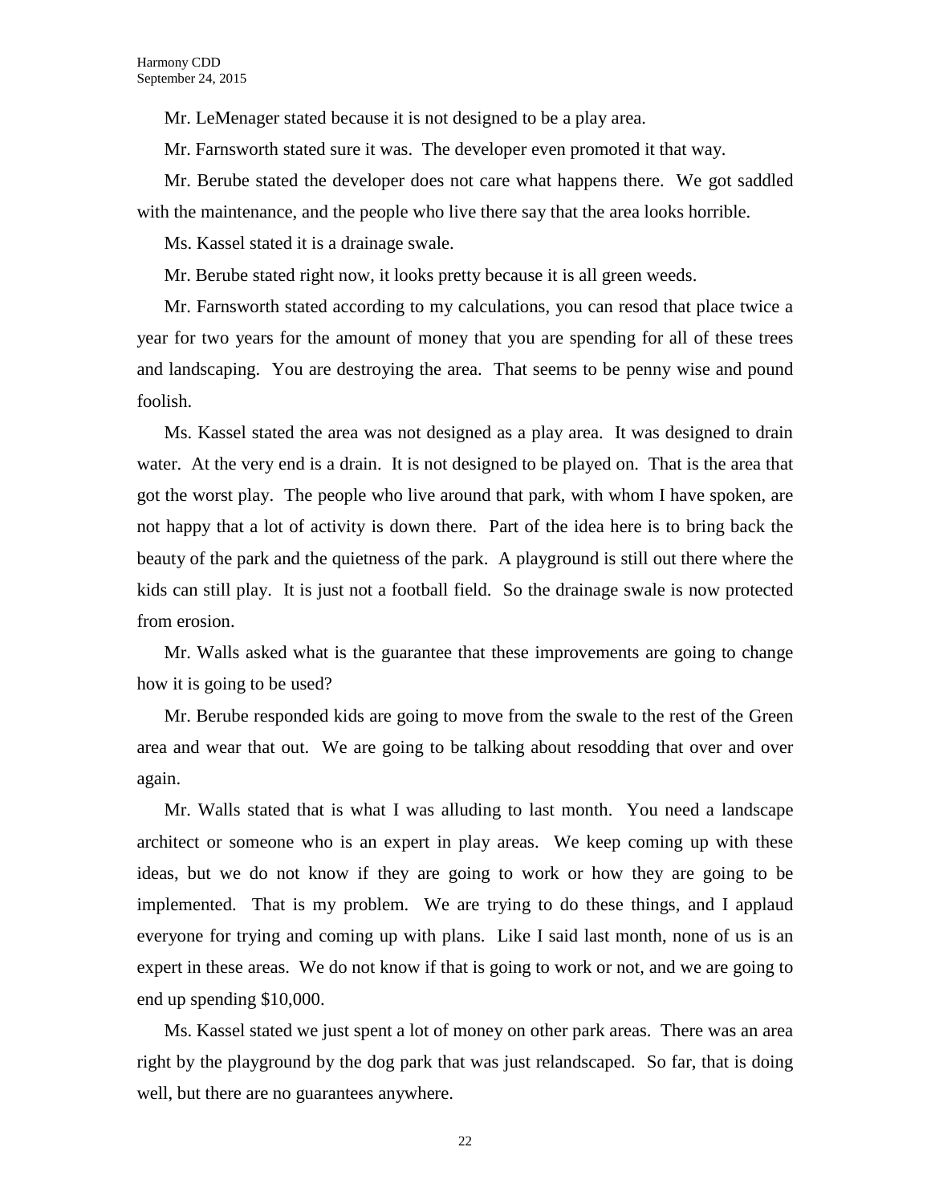Mr. LeMenager stated because it is not designed to be a play area.

Mr. Farnsworth stated sure it was. The developer even promoted it that way.

Mr. Berube stated the developer does not care what happens there. We got saddled with the maintenance, and the people who live there say that the area looks horrible.

Ms. Kassel stated it is a drainage swale.

Mr. Berube stated right now, it looks pretty because it is all green weeds.

Mr. Farnsworth stated according to my calculations, you can resod that place twice a year for two years for the amount of money that you are spending for all of these trees and landscaping. You are destroying the area. That seems to be penny wise and pound foolish.

Ms. Kassel stated the area was not designed as a play area. It was designed to drain water. At the very end is a drain. It is not designed to be played on. That is the area that got the worst play. The people who live around that park, with whom I have spoken, are not happy that a lot of activity is down there. Part of the idea here is to bring back the beauty of the park and the quietness of the park. A playground is still out there where the kids can still play. It is just not a football field. So the drainage swale is now protected from erosion.

Mr. Walls asked what is the guarantee that these improvements are going to change how it is going to be used?

Mr. Berube responded kids are going to move from the swale to the rest of the Green area and wear that out. We are going to be talking about resodding that over and over again.

Mr. Walls stated that is what I was alluding to last month. You need a landscape architect or someone who is an expert in play areas. We keep coming up with these ideas, but we do not know if they are going to work or how they are going to be implemented. That is my problem. We are trying to do these things, and I applaud everyone for trying and coming up with plans. Like I said last month, none of us is an expert in these areas. We do not know if that is going to work or not, and we are going to end up spending $10,000.

Ms. Kassel stated we just spent a lot of money on other park areas. There was an area right by the playground by the dog park that was just relandscaped. So far, that is doing well, but there are no guarantees anywhere.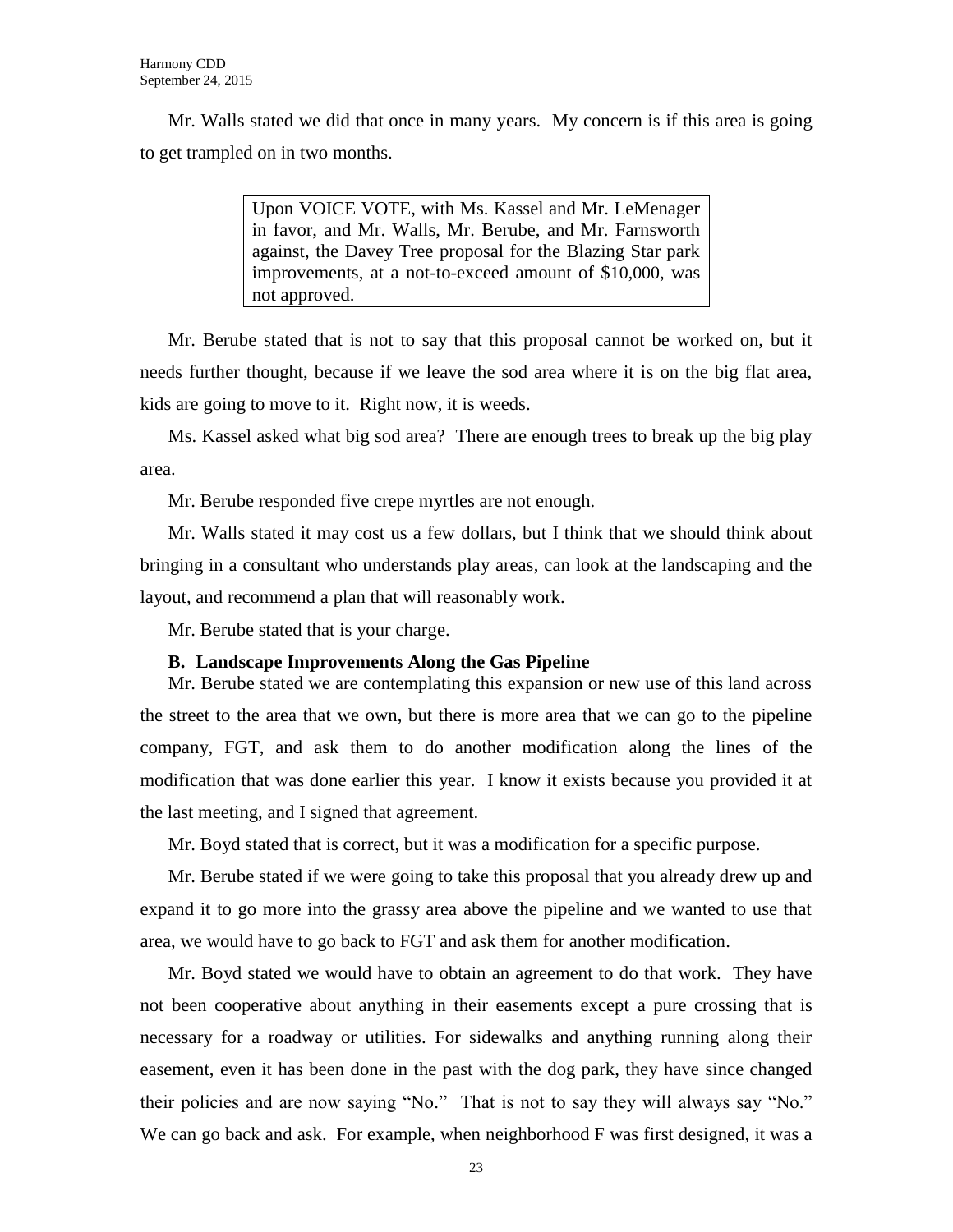Mr. Walls stated we did that once in many years. My concern is if this area is going to get trampled on in two months.

> Upon VOICE VOTE, with Ms. Kassel and Mr. LeMenager in favor, and Mr. Walls, Mr. Berube, and Mr. Farnsworth against, the Davey Tree proposal for the Blazing Star park improvements, at a not-to-exceed amount of $10,000, was not approved.

Mr. Berube stated that is not to say that this proposal cannot be worked on, but it needs further thought, because if we leave the sod area where it is on the big flat area, kids are going to move to it. Right now, it is weeds.

Ms. Kassel asked what big sod area? There are enough trees to break up the big play area.

Mr. Berube responded five crepe myrtles are not enough.

Mr. Walls stated it may cost us a few dollars, but I think that we should think about bringing in a consultant who understands play areas, can look at the landscaping and the layout, and recommend a plan that will reasonably work.

Mr. Berube stated that is your charge.

**B. Landscape Improvements Along the Gas Pipeline**

Mr. Berube stated we are contemplating this expansion or new use of this land across the street to the area that we own, but there is more area that we can go to the pipeline company, FGT, and ask them to do another modification along the lines of the modification that was done earlier this year. I know it exists because you provided it at the last meeting, and I signed that agreement.

Mr. Boyd stated that is correct, but it was a modification for a specific purpose.

Mr. Berube stated if we were going to take this proposal that you already drew up and expand it to go more into the grassy area above the pipeline and we wanted to use that area, we would have to go back to FGT and ask them for another modification.

Mr. Boyd stated we would have to obtain an agreement to do that work. They have not been cooperative about anything in their easements except a pure crossing that is necessary for a roadway or utilities. For sidewalks and anything running along their easement, even it has been done in the past with the dog park, they have since changed their policies and are now saying "No." That is not to say they will always say "No." We can go back and ask. For example, when neighborhood F was first designed, it was a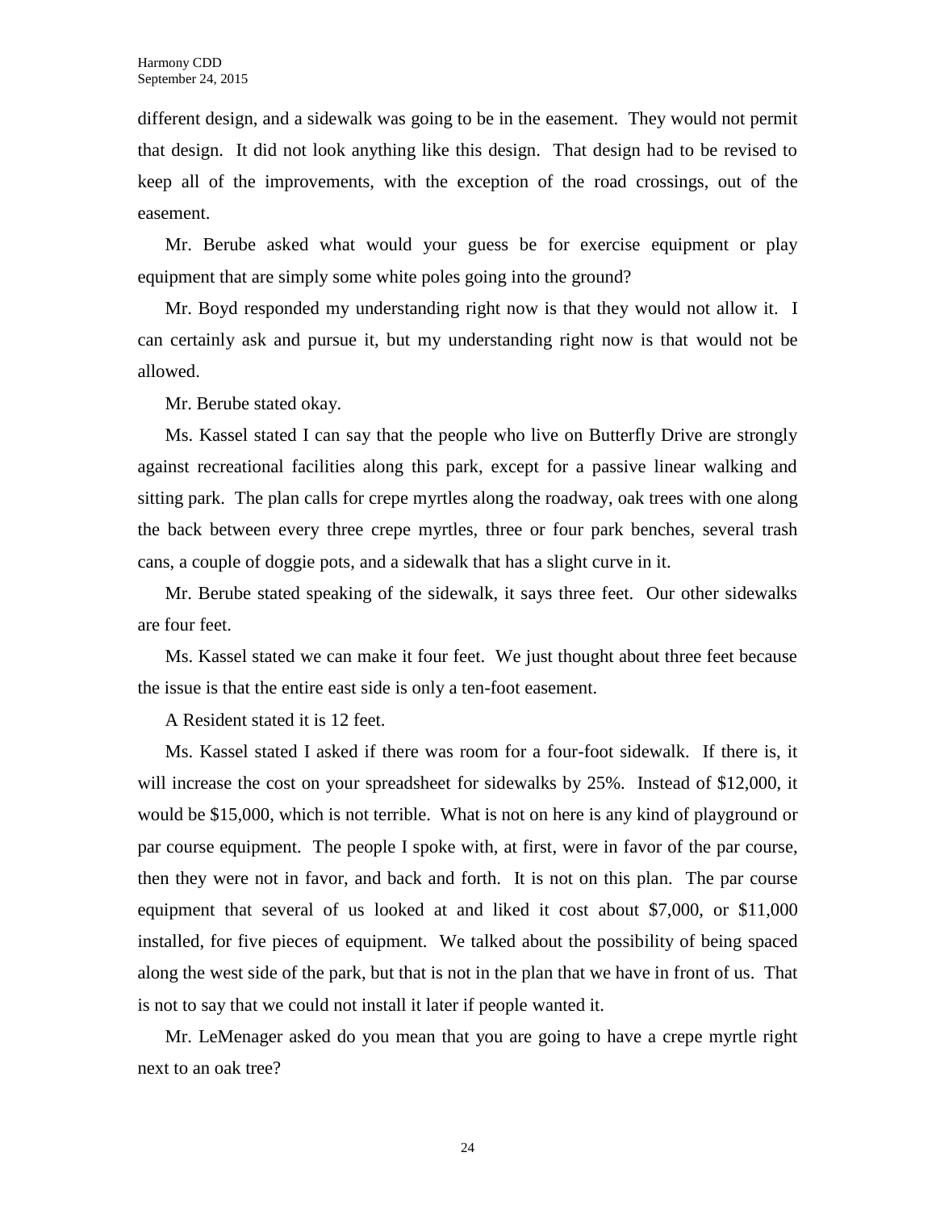different design, and a sidewalk was going to be in the easement. They would not permit that design. It did not look anything like this design. That design had to be revised to keep all of the improvements, with the exception of the road crossings, out of the easement.

Mr. Berube asked what would your guess be for exercise equipment or play equipment that are simply some white poles going into the ground?

Mr. Boyd responded my understanding right now is that they would not allow it. I can certainly ask and pursue it, but my understanding right now is that would not be allowed.

Mr. Berube stated okay.

Ms. Kassel stated I can say that the people who live on Butterfly Drive are strongly against recreational facilities along this park, except for a passive linear walking and sitting park. The plan calls for crepe myrtles along the roadway, oak trees with one along the back between every three crepe myrtles, three or four park benches, several trash cans, a couple of doggie pots, and a sidewalk that has a slight curve in it.

Mr. Berube stated speaking of the sidewalk, it says three feet. Our other sidewalks are four feet.

Ms. Kassel stated we can make it four feet. We just thought about three feet because the issue is that the entire east side is only a ten-foot easement.

A Resident stated it is 12 feet.

Ms. Kassel stated I asked if there was room for a four-foot sidewalk. If there is, it will increase the cost on your spreadsheet for sidewalks by 25%. Instead of $12,000, it would be $15,000, which is not terrible. What is not on here is any kind of playground or par course equipment. The people I spoke with, at first, were in favor of the par course, then they were not in favor, and back and forth. It is not on this plan. The par course equipment that several of us looked at and liked it cost about $7,000, or $11,000 installed, for five pieces of equipment. We talked about the possibility of being spaced along the west side of the park, but that is not in the plan that we have in front of us. That is not to say that we could not install it later if people wanted it.

Mr. LeMenager asked do you mean that you are going to have a crepe myrtle right next to an oak tree?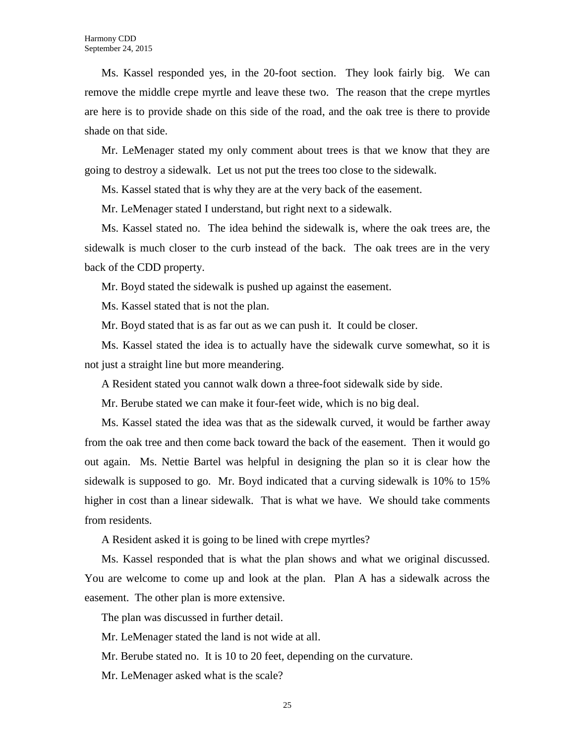Ms. Kassel responded yes, in the 20-foot section. They look fairly big. We can remove the middle crepe myrtle and leave these two. The reason that the crepe myrtles are here is to provide shade on this side of the road, and the oak tree is there to provide shade on that side.

Mr. LeMenager stated my only comment about trees is that we know that they are going to destroy a sidewalk. Let us not put the trees too close to the sidewalk.

Ms. Kassel stated that is why they are at the very back of the easement.

Mr. LeMenager stated I understand, but right next to a sidewalk.

Ms. Kassel stated no. The idea behind the sidewalk is, where the oak trees are, the sidewalk is much closer to the curb instead of the back. The oak trees are in the very back of the CDD property.

Mr. Boyd stated the sidewalk is pushed up against the easement.

Ms. Kassel stated that is not the plan.

Mr. Boyd stated that is as far out as we can push it. It could be closer.

Ms. Kassel stated the idea is to actually have the sidewalk curve somewhat, so it is not just a straight line but more meandering.

A Resident stated you cannot walk down a three-foot sidewalk side by side.

Mr. Berube stated we can make it four-feet wide, which is no big deal.

Ms. Kassel stated the idea was that as the sidewalk curved, it would be farther away from the oak tree and then come back toward the back of the easement. Then it would go out again. Ms. Nettie Bartel was helpful in designing the plan so it is clear how the sidewalk is supposed to go. Mr. Boyd indicated that a curving sidewalk is 10% to 15% higher in cost than a linear sidewalk. That is what we have. We should take comments from residents.

A Resident asked it is going to be lined with crepe myrtles?

Ms. Kassel responded that is what the plan shows and what we original discussed. You are welcome to come up and look at the plan. Plan A has a sidewalk across the easement. The other plan is more extensive.

The plan was discussed in further detail.

Mr. LeMenager stated the land is not wide at all.

Mr. Berube stated no. It is 10 to 20 feet, depending on the curvature.

Mr. LeMenager asked what is the scale?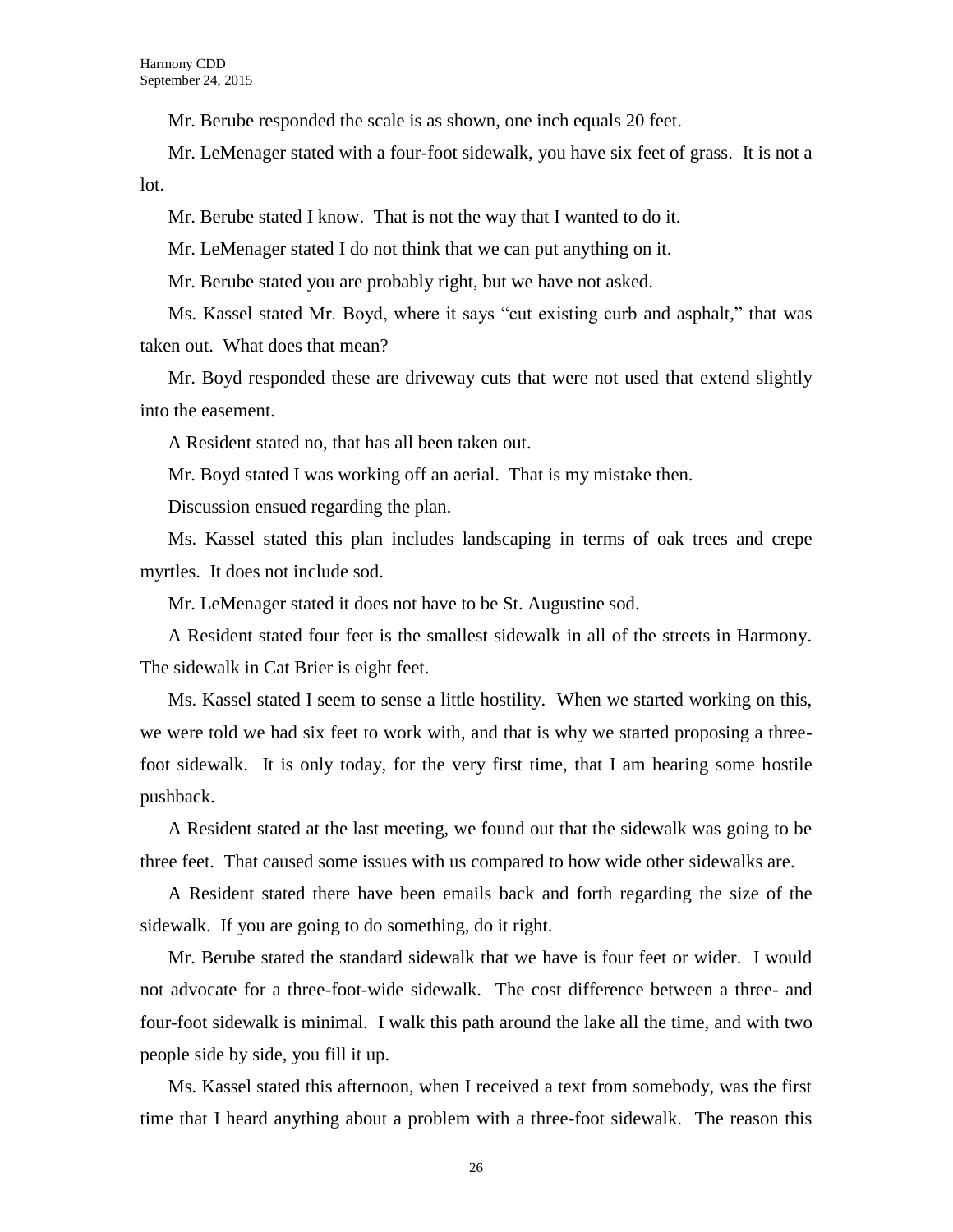Mr. Berube responded the scale is as shown, one inch equals 20 feet.

Mr. LeMenager stated with a four-foot sidewalk, you have six feet of grass. It is not a lot.

Mr. Berube stated I know. That is not the way that I wanted to do it.

Mr. LeMenager stated I do not think that we can put anything on it.

Mr. Berube stated you are probably right, but we have not asked.

Ms. Kassel stated Mr. Boyd, where it says "cut existing curb and asphalt," that was taken out. What does that mean?

Mr. Boyd responded these are driveway cuts that were not used that extend slightly into the easement.

A Resident stated no, that has all been taken out.

Mr. Boyd stated I was working off an aerial. That is my mistake then.

Discussion ensued regarding the plan.

Ms. Kassel stated this plan includes landscaping in terms of oak trees and crepe myrtles. It does not include sod.

Mr. LeMenager stated it does not have to be St. Augustine sod.

A Resident stated four feet is the smallest sidewalk in all of the streets in Harmony. The sidewalk in Cat Brier is eight feet.

Ms. Kassel stated I seem to sense a little hostility. When we started working on this, we were told we had six feet to work with, and that is why we started proposing a three-foot sidewalk. It is only today, for the very first time, that I am hearing some hostile pushback.

A Resident stated at the last meeting, we found out that the sidewalk was going to be three feet. That caused some issues with us compared to how wide other sidewalks are.

A Resident stated there have been emails back and forth regarding the size of the sidewalk. If you are going to do something, do it right.

Mr. Berube stated the standard sidewalk that we have is four feet or wider. I would not advocate for a three-foot-wide sidewalk. The cost difference between a three- and four-foot sidewalk is minimal. I walk this path around the lake all the time, and with two people side by side, you fill it up.

Ms. Kassel stated this afternoon, when I received a text from somebody, was the first time that I heard anything about a problem with a three-foot sidewalk. The reason this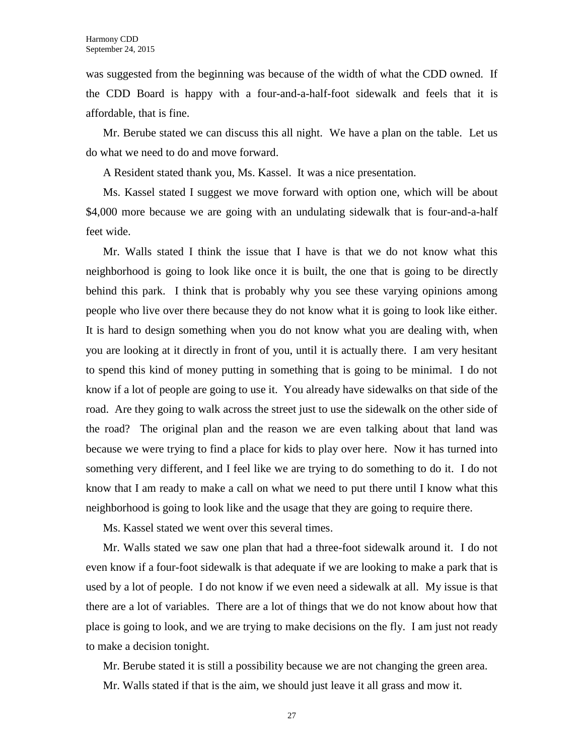was suggested from the beginning was because of the width of what the CDD owned. If the CDD Board is happy with a four-and-a-half-foot sidewalk and feels that it is affordable, that is fine.

Mr. Berube stated we can discuss this all night. We have a plan on the table. Let us do what we need to do and move forward.

A Resident stated thank you, Ms. Kassel. It was a nice presentation.

Ms. Kassel stated I suggest we move forward with option one, which will be about $4,000 more because we are going with an undulating sidewalk that is four-and-a-half feet wide.

Mr. Walls stated I think the issue that I have is that we do not know what this neighborhood is going to look like once it is built, the one that is going to be directly behind this park. I think that is probably why you see these varying opinions among people who live over there because they do not know what it is going to look like either. It is hard to design something when you do not know what you are dealing with, when you are looking at it directly in front of you, until it is actually there. I am very hesitant to spend this kind of money putting in something that is going to be minimal. I do not know if a lot of people are going to use it. You already have sidewalks on that side of the road. Are they going to walk across the street just to use the sidewalk on the other side of the road? The original plan and the reason we are even talking about that land was because we were trying to find a place for kids to play over here. Now it has turned into something very different, and I feel like we are trying to do something to do it. I do not know that I am ready to make a call on what we need to put there until I know what this neighborhood is going to look like and the usage that they are going to require there.

Ms. Kassel stated we went over this several times.

Mr. Walls stated we saw one plan that had a three-foot sidewalk around it. I do not even know if a four-foot sidewalk is that adequate if we are looking to make a park that is used by a lot of people. I do not know if we even need a sidewalk at all. My issue is that there are a lot of variables. There are a lot of things that we do not know about how that place is going to look, and we are trying to make decisions on the fly. I am just not ready to make a decision tonight.

Mr. Berube stated it is still a possibility because we are not changing the green area.

Mr. Walls stated if that is the aim, we should just leave it all grass and mow it.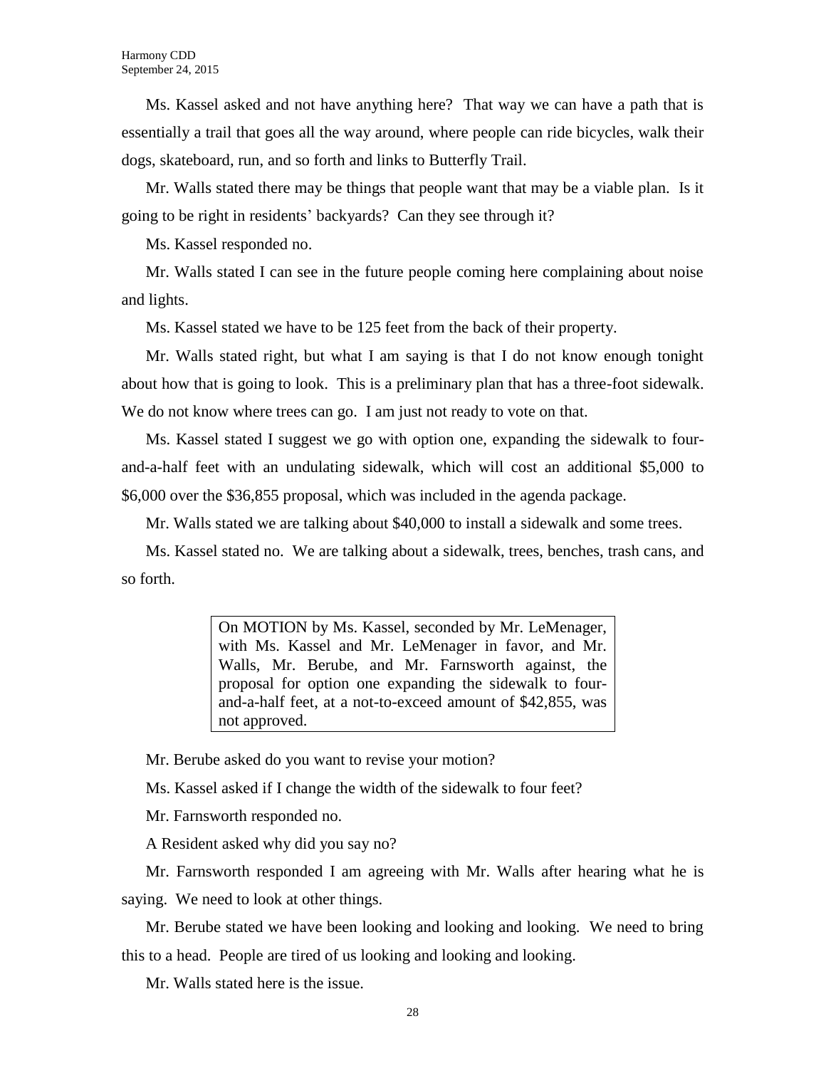Ms. Kassel asked and not have anything here? That way we can have a path that is essentially a trail that goes all the way around, where people can ride bicycles, walk their dogs, skateboard, run, and so forth and links to Butterfly Trail.

Mr. Walls stated there may be things that people want that may be a viable plan. Is it going to be right in residents' backyards? Can they see through it?

Ms. Kassel responded no.

Mr. Walls stated I can see in the future people coming here complaining about noise and lights.

Ms. Kassel stated we have to be 125 feet from the back of their property.

Mr. Walls stated right, but what I am saying is that I do not know enough tonight about how that is going to look. This is a preliminary plan that has a three-foot sidewalk. We do not know where trees can go. I am just not ready to vote on that.

Ms. Kassel stated I suggest we go with option one, expanding the sidewalk to four-and-a-half feet with an undulating sidewalk, which will cost an additional $5,000 to $6,000 over the $36,855 proposal, which was included in the agenda package.

Mr. Walls stated we are talking about $40,000 to install a sidewalk and some trees.

Ms. Kassel stated no. We are talking about a sidewalk, trees, benches, trash cans, and so forth.

> On MOTION by Ms. Kassel, seconded by Mr. LeMenager, with Ms. Kassel and Mr. LeMenager in favor, and Mr. Walls, Mr. Berube, and Mr. Farnsworth against, the proposal for option one expanding the sidewalk to four-and-a-half feet, at a not-to-exceed amount of $42,855, was not approved.

Mr. Berube asked do you want to revise your motion?

Ms. Kassel asked if I change the width of the sidewalk to four feet?

Mr. Farnsworth responded no.

A Resident asked why did you say no?

Mr. Farnsworth responded I am agreeing with Mr. Walls after hearing what he is saying. We need to look at other things.

Mr. Berube stated we have been looking and looking and looking. We need to bring this to a head. People are tired of us looking and looking and looking.

Mr. Walls stated here is the issue.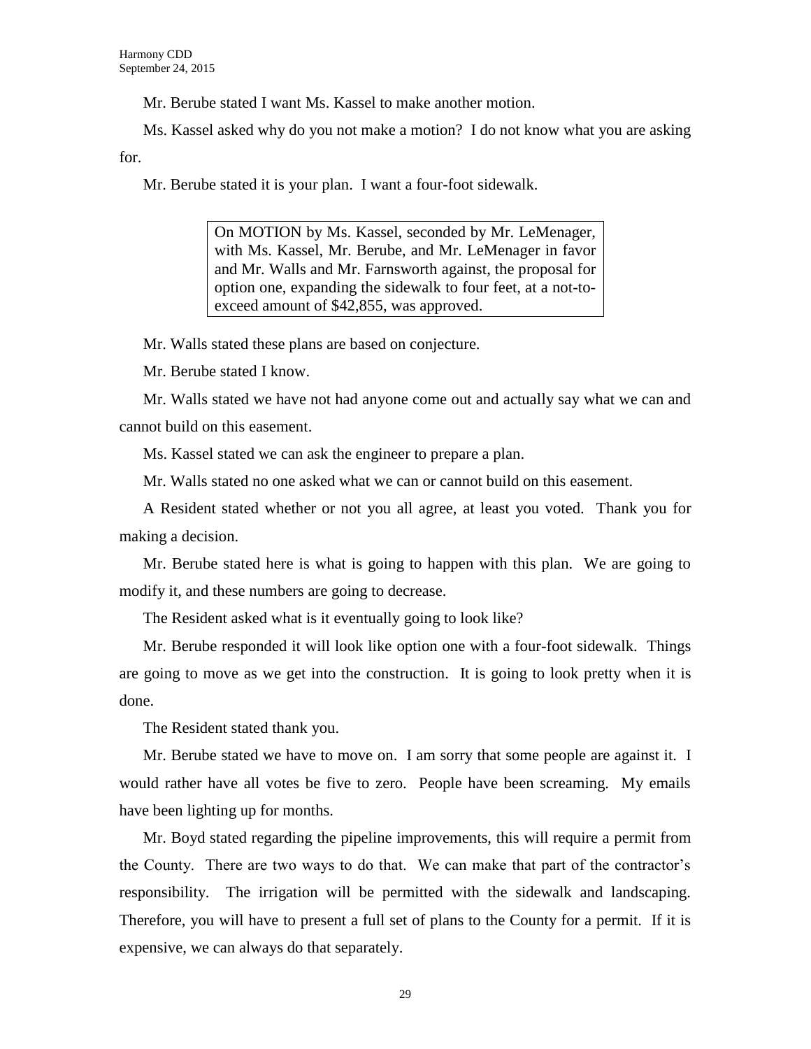Mr. Berube stated I want Ms. Kassel to make another motion.

Ms. Kassel asked why do you not make a motion? I do not know what you are asking for.

Mr. Berube stated it is your plan. I want a four-foot sidewalk.

> On MOTION by Ms. Kassel, seconded by Mr. LeMenager, with Ms. Kassel, Mr. Berube, and Mr. LeMenager in favor and Mr. Walls and Mr. Farnsworth against, the proposal for option one, expanding the sidewalk to four feet, at a not-to-exceed amount of $42,855, was approved.

Mr. Walls stated these plans are based on conjecture.

Mr. Berube stated I know.

Mr. Walls stated we have not had anyone come out and actually say what we can and cannot build on this easement.

Ms. Kassel stated we can ask the engineer to prepare a plan.

Mr. Walls stated no one asked what we can or cannot build on this easement.

A Resident stated whether or not you all agree, at least you voted. Thank you for making a decision.

Mr. Berube stated here is what is going to happen with this plan. We are going to modify it, and these numbers are going to decrease.

The Resident asked what is it eventually going to look like?

Mr. Berube responded it will look like option one with a four-foot sidewalk. Things are going to move as we get into the construction. It is going to look pretty when it is done.

The Resident stated thank you.

Mr. Berube stated we have to move on. I am sorry that some people are against it. I would rather have all votes be five to zero. People have been screaming. My emails have been lighting up for months.

Mr. Boyd stated regarding the pipeline improvements, this will require a permit from the County. There are two ways to do that. We can make that part of the contractor's responsibility. The irrigation will be permitted with the sidewalk and landscaping. Therefore, you will have to present a full set of plans to the County for a permit. If it is expensive, we can always do that separately.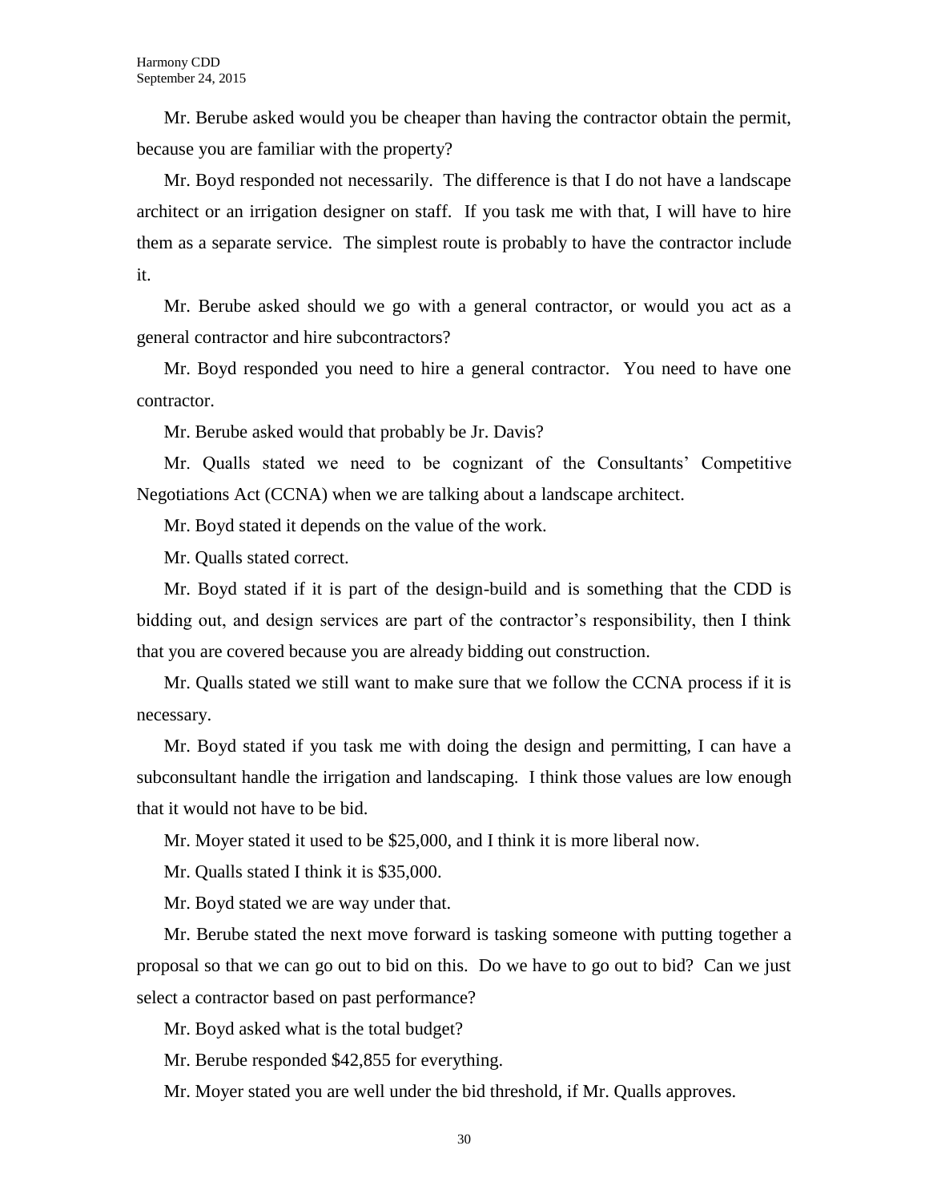Mr. Berube asked would you be cheaper than having the contractor obtain the permit, because you are familiar with the property?

Mr. Boyd responded not necessarily. The difference is that I do not have a landscape architect or an irrigation designer on staff. If you task me with that, I will have to hire them as a separate service. The simplest route is probably to have the contractor include it.

Mr. Berube asked should we go with a general contractor, or would you act as a general contractor and hire subcontractors?

Mr. Boyd responded you need to hire a general contractor. You need to have one contractor.

Mr. Berube asked would that probably be Jr. Davis?

Mr. Qualls stated we need to be cognizant of the Consultants' Competitive Negotiations Act (CCNA) when we are talking about a landscape architect.

Mr. Boyd stated it depends on the value of the work.

Mr. Qualls stated correct.

Mr. Boyd stated if it is part of the design-build and is something that the CDD is bidding out, and design services are part of the contractor's responsibility, then I think that you are covered because you are already bidding out construction.

Mr. Qualls stated we still want to make sure that we follow the CCNA process if it is necessary.

Mr. Boyd stated if you task me with doing the design and permitting, I can have a subconsultant handle the irrigation and landscaping. I think those values are low enough that it would not have to be bid.

Mr. Moyer stated it used to be $25,000, and I think it is more liberal now.

Mr. Qualls stated I think it is $35,000.

Mr. Boyd stated we are way under that.

Mr. Berube stated the next move forward is tasking someone with putting together a proposal so that we can go out to bid on this. Do we have to go out to bid? Can we just select a contractor based on past performance?

Mr. Boyd asked what is the total budget?

Mr. Berube responded $42,855 for everything.

Mr. Moyer stated you are well under the bid threshold, if Mr. Qualls approves.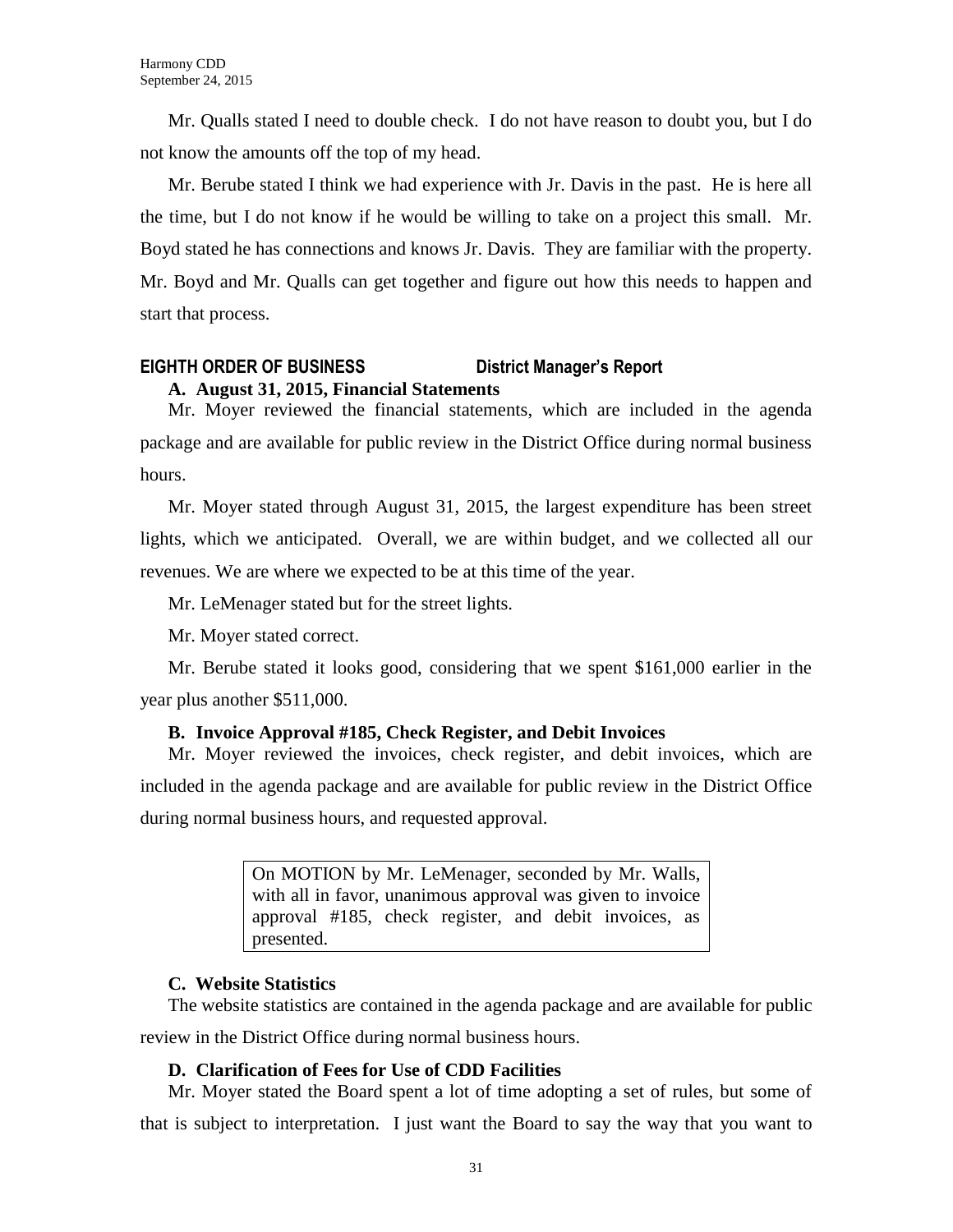Mr. Qualls stated I need to double check. I do not have reason to doubt you, but I do not know the amounts off the top of my head.

Mr. Berube stated I think we had experience with Jr. Davis in the past. He is here all the time, but I do not know if he would be willing to take on a project this small. Mr. Boyd stated he has connections and knows Jr. Davis. They are familiar with the property. Mr. Boyd and Mr. Qualls can get together and figure out how this needs to happen and start that process.

## EIGHTH ORDER OF BUSINESS District Manager's Report

### A. August 31, 2015, Financial Statements

Mr. Moyer reviewed the financial statements, which are included in the agenda package and are available for public review in the District Office during normal business hours.

Mr. Moyer stated through August 31, 2015, the largest expenditure has been street lights, which we anticipated. Overall, we are within budget, and we collected all our revenues. We are where we expected to be at this time of the year.

Mr. LeMenager stated but for the street lights.

Mr. Moyer stated correct.

Mr. Berube stated it looks good, considering that we spent $161,000 earlier in the year plus another $511,000.

### B. Invoice Approval #185, Check Register, and Debit Invoices

Mr. Moyer reviewed the invoices, check register, and debit invoices, which are included in the agenda package and are available for public review in the District Office during normal business hours, and requested approval.

> On MOTION by Mr. LeMenager, seconded by Mr. Walls, with all in favor, unanimous approval was given to invoice approval #185, check register, and debit invoices, as presented.

### C. Website Statistics

The website statistics are contained in the agenda package and are available for public review in the District Office during normal business hours.

### D. Clarification of Fees for Use of CDD Facilities

Mr. Moyer stated the Board spent a lot of time adopting a set of rules, but some of that is subject to interpretation. I just want the Board to say the way that you want to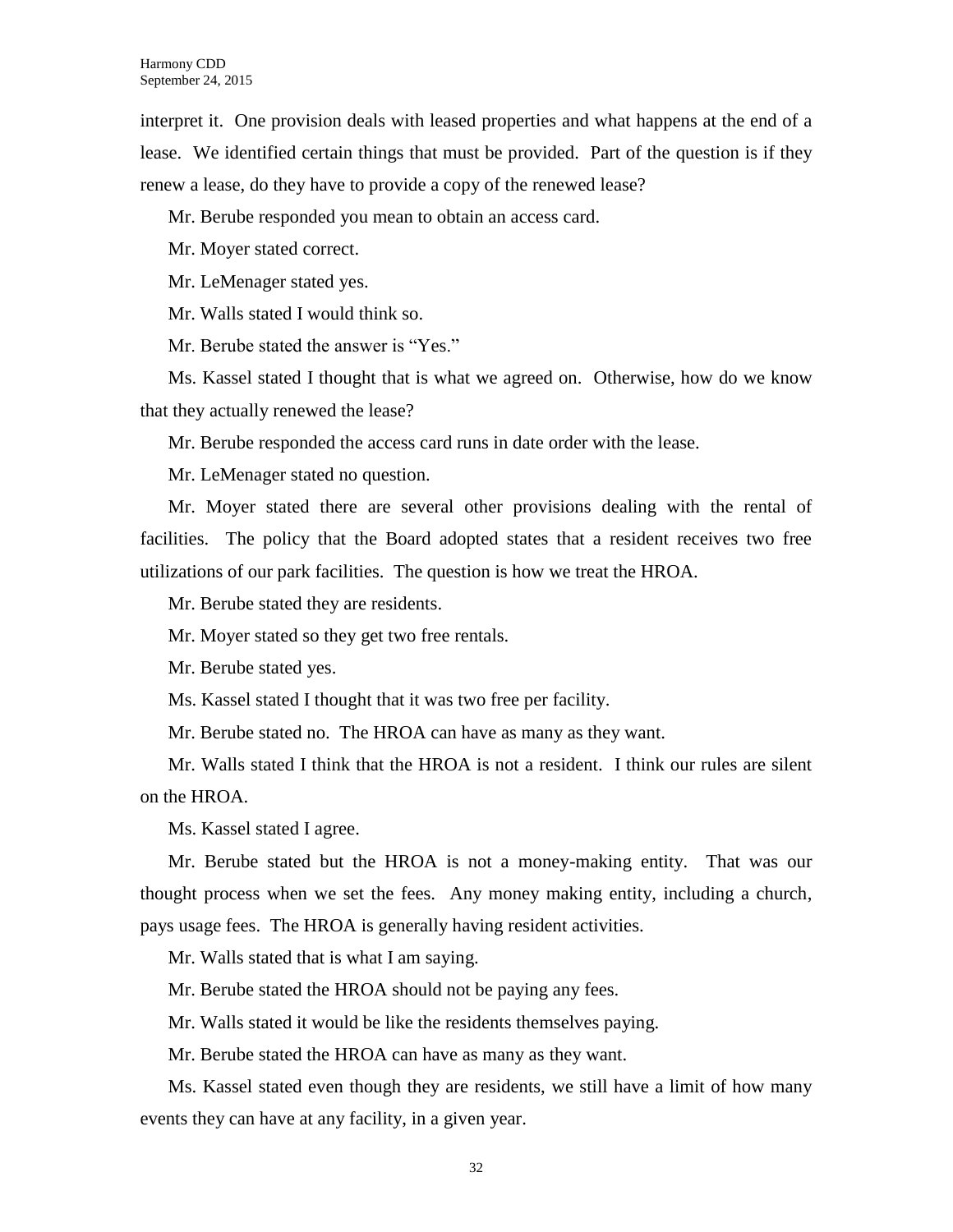interpret it. One provision deals with leased properties and what happens at the end of a lease. We identified certain things that must be provided. Part of the question is if they renew a lease, do they have to provide a copy of the renewed lease?

Mr. Berube responded you mean to obtain an access card.

Mr. Moyer stated correct.

Mr. LeMenager stated yes.

Mr. Walls stated I would think so.

Mr. Berube stated the answer is "Yes."

Ms. Kassel stated I thought that is what we agreed on. Otherwise, how do we know that they actually renewed the lease?

Mr. Berube responded the access card runs in date order with the lease.

Mr. LeMenager stated no question.

Mr. Moyer stated there are several other provisions dealing with the rental of facilities. The policy that the Board adopted states that a resident receives two free utilizations of our park facilities. The question is how we treat the HROA.

Mr. Berube stated they are residents.

Mr. Moyer stated so they get two free rentals.

Mr. Berube stated yes.

Ms. Kassel stated I thought that it was two free per facility.

Mr. Berube stated no. The HROA can have as many as they want.

Mr. Walls stated I think that the HROA is not a resident. I think our rules are silent on the HROA.

Ms. Kassel stated I agree.

Mr. Berube stated but the HROA is not a money-making entity. That was our thought process when we set the fees. Any money making entity, including a church, pays usage fees. The HROA is generally having resident activities.

Mr. Walls stated that is what I am saying.

Mr. Berube stated the HROA should not be paying any fees.

Mr. Walls stated it would be like the residents themselves paying.

Mr. Berube stated the HROA can have as many as they want.

Ms. Kassel stated even though they are residents, we still have a limit of how many events they can have at any facility, in a given year.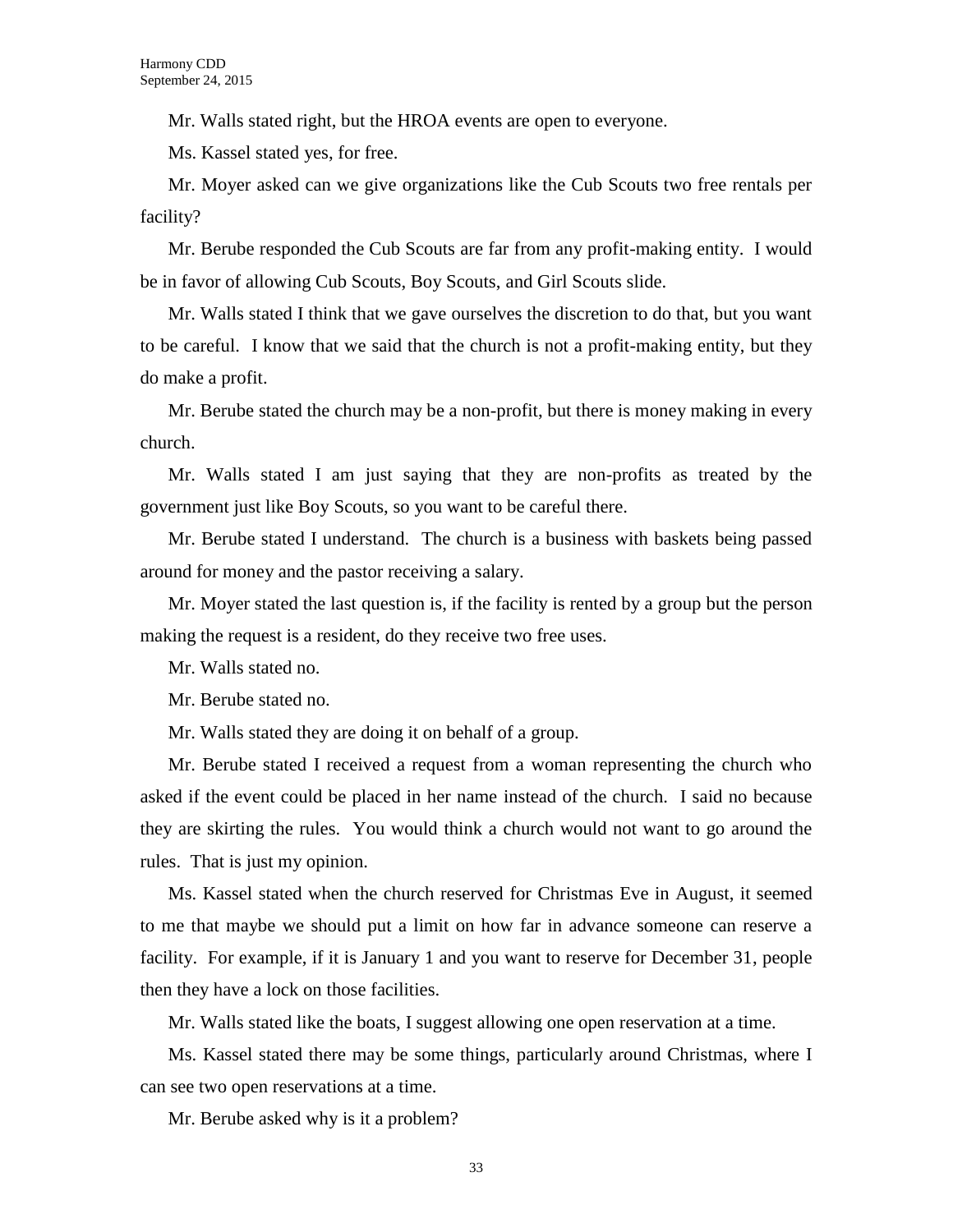Mr. Walls stated right, but the HROA events are open to everyone.

Ms. Kassel stated yes, for free.

Mr. Moyer asked can we give organizations like the Cub Scouts two free rentals per facility?

Mr. Berube responded the Cub Scouts are far from any profit-making entity. I would be in favor of allowing Cub Scouts, Boy Scouts, and Girl Scouts slide.

Mr. Walls stated I think that we gave ourselves the discretion to do that, but you want to be careful. I know that we said that the church is not a profit-making entity, but they do make a profit.

Mr. Berube stated the church may be a non-profit, but there is money making in every church.

Mr. Walls stated I am just saying that they are non-profits as treated by the government just like Boy Scouts, so you want to be careful there.

Mr. Berube stated I understand. The church is a business with baskets being passed around for money and the pastor receiving a salary.

Mr. Moyer stated the last question is, if the facility is rented by a group but the person making the request is a resident, do they receive two free uses.

Mr. Walls stated no.

Mr. Berube stated no.

Mr. Walls stated they are doing it on behalf of a group.

Mr. Berube stated I received a request from a woman representing the church who asked if the event could be placed in her name instead of the church. I said no because they are skirting the rules. You would think a church would not want to go around the rules. That is just my opinion.

Ms. Kassel stated when the church reserved for Christmas Eve in August, it seemed to me that maybe we should put a limit on how far in advance someone can reserve a facility. For example, if it is January 1 and you want to reserve for December 31, people then they have a lock on those facilities.

Mr. Walls stated like the boats, I suggest allowing one open reservation at a time.

Ms. Kassel stated there may be some things, particularly around Christmas, where I can see two open reservations at a time.

Mr. Berube asked why is it a problem?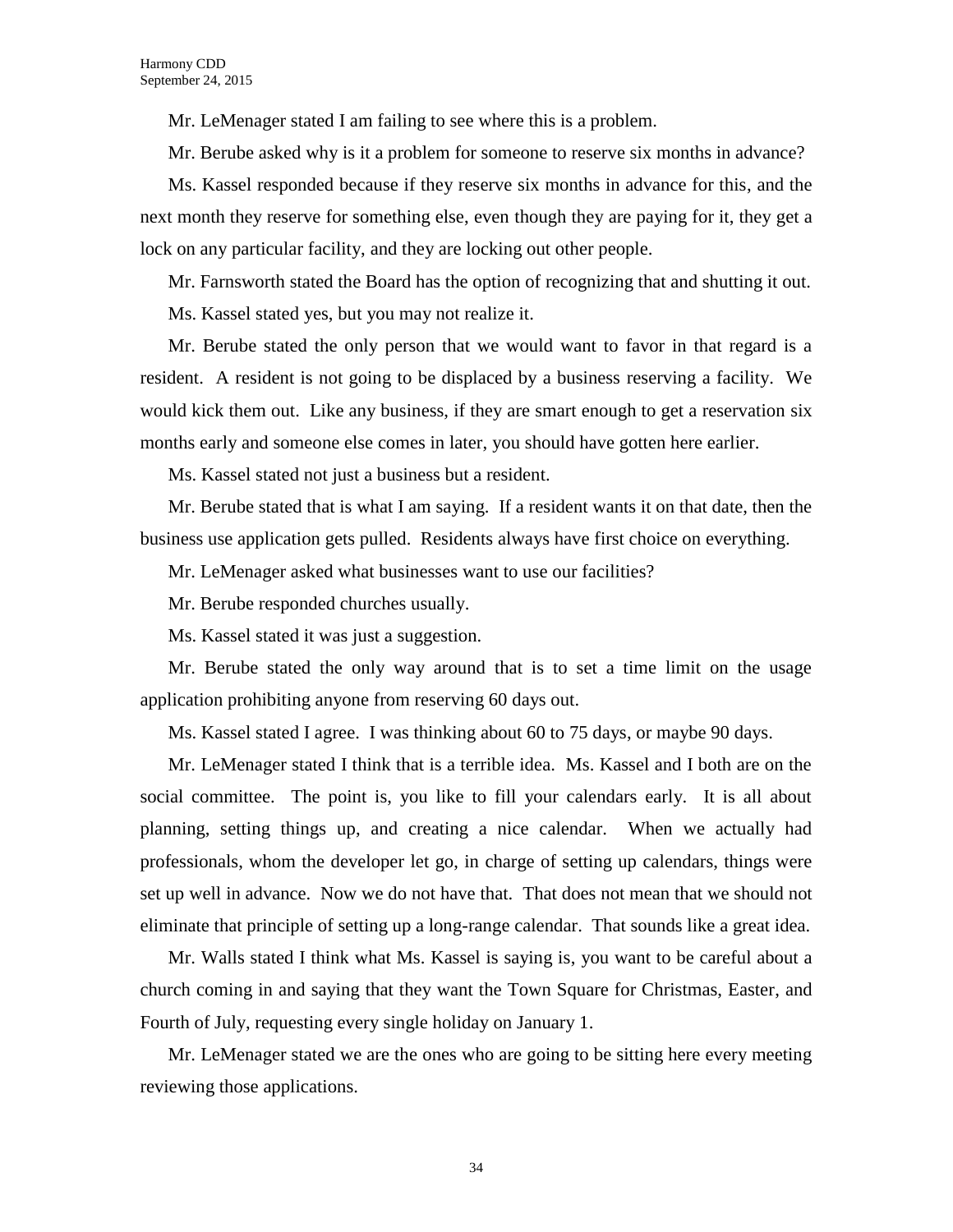Mr. LeMenager stated I am failing to see where this is a problem.

Mr. Berube asked why is it a problem for someone to reserve six months in advance?

Ms. Kassel responded because if they reserve six months in advance for this, and the next month they reserve for something else, even though they are paying for it, they get a lock on any particular facility, and they are locking out other people.

Mr. Farnsworth stated the Board has the option of recognizing that and shutting it out.

Ms. Kassel stated yes, but you may not realize it.

Mr. Berube stated the only person that we would want to favor in that regard is a resident. A resident is not going to be displaced by a business reserving a facility. We would kick them out. Like any business, if they are smart enough to get a reservation six months early and someone else comes in later, you should have gotten here earlier.

Ms. Kassel stated not just a business but a resident.

Mr. Berube stated that is what I am saying. If a resident wants it on that date, then the business use application gets pulled. Residents always have first choice on everything.

Mr. LeMenager asked what businesses want to use our facilities?

Mr. Berube responded churches usually.

Ms. Kassel stated it was just a suggestion.

Mr. Berube stated the only way around that is to set a time limit on the usage application prohibiting anyone from reserving 60 days out.

Ms. Kassel stated I agree. I was thinking about 60 to 75 days, or maybe 90 days.

Mr. LeMenager stated I think that is a terrible idea. Ms. Kassel and I both are on the social committee. The point is, you like to fill your calendars early. It is all about planning, setting things up, and creating a nice calendar. When we actually had professionals, whom the developer let go, in charge of setting up calendars, things were set up well in advance. Now we do not have that. That does not mean that we should not eliminate that principle of setting up a long-range calendar. That sounds like a great idea.

Mr. Walls stated I think what Ms. Kassel is saying is, you want to be careful about a church coming in and saying that they want the Town Square for Christmas, Easter, and Fourth of July, requesting every single holiday on January 1.

Mr. LeMenager stated we are the ones who are going to be sitting here every meeting reviewing those applications.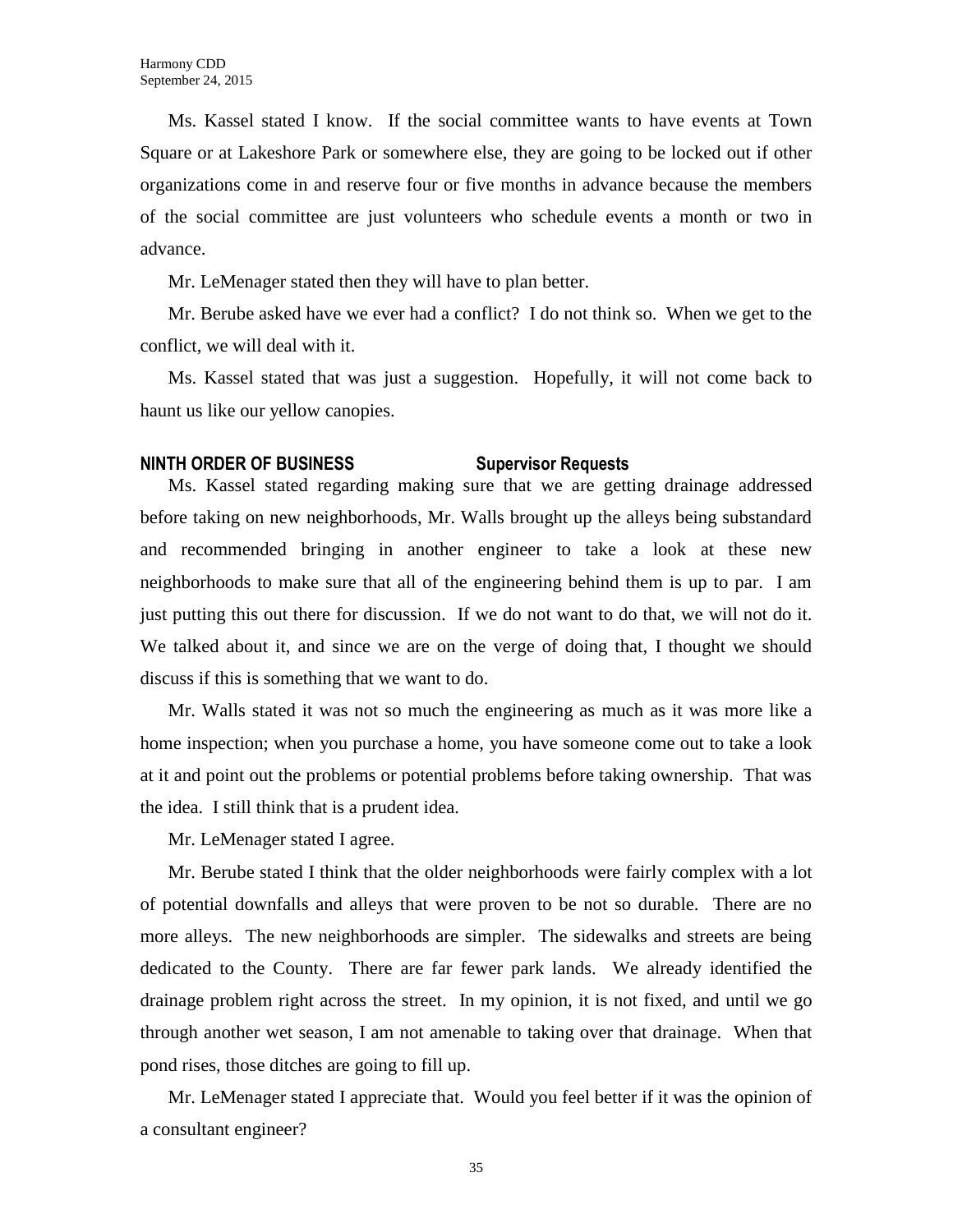Ms. Kassel stated I know. If the social committee wants to have events at Town Square or at Lakeshore Park or somewhere else, they are going to be locked out if other organizations come in and reserve four or five months in advance because the members of the social committee are just volunteers who schedule events a month or two in advance.

Mr. LeMenager stated then they will have to plan better.

Mr. Berube asked have we ever had a conflict? I do not think so. When we get to the conflict, we will deal with it.

Ms. Kassel stated that was just a suggestion. Hopefully, it will not come back to haunt us like our yellow canopies.

**NINTH ORDER OF BUSINESS Supervisor Requests**

Ms. Kassel stated regarding making sure that we are getting drainage addressed before taking on new neighborhoods, Mr. Walls brought up the alleys being substandard and recommended bringing in another engineer to take a look at these new neighborhoods to make sure that all of the engineering behind them is up to par. I am just putting this out there for discussion. If we do not want to do that, we will not do it. We talked about it, and since we are on the verge of doing that, I thought we should discuss if this is something that we want to do.

Mr. Walls stated it was not so much the engineering as much as it was more like a home inspection; when you purchase a home, you have someone come out to take a look at it and point out the problems or potential problems before taking ownership. That was the idea. I still think that is a prudent idea.

Mr. LeMenager stated I agree.

Mr. Berube stated I think that the older neighborhoods were fairly complex with a lot of potential downfalls and alleys that were proven to be not so durable. There are no more alleys. The new neighborhoods are simpler. The sidewalks and streets are being dedicated to the County. There are far fewer park lands. We already identified the drainage problem right across the street. In my opinion, it is not fixed, and until we go through another wet season, I am not amenable to taking over that drainage. When that pond rises, those ditches are going to fill up.

Mr. LeMenager stated I appreciate that. Would you feel better if it was the opinion of a consultant engineer?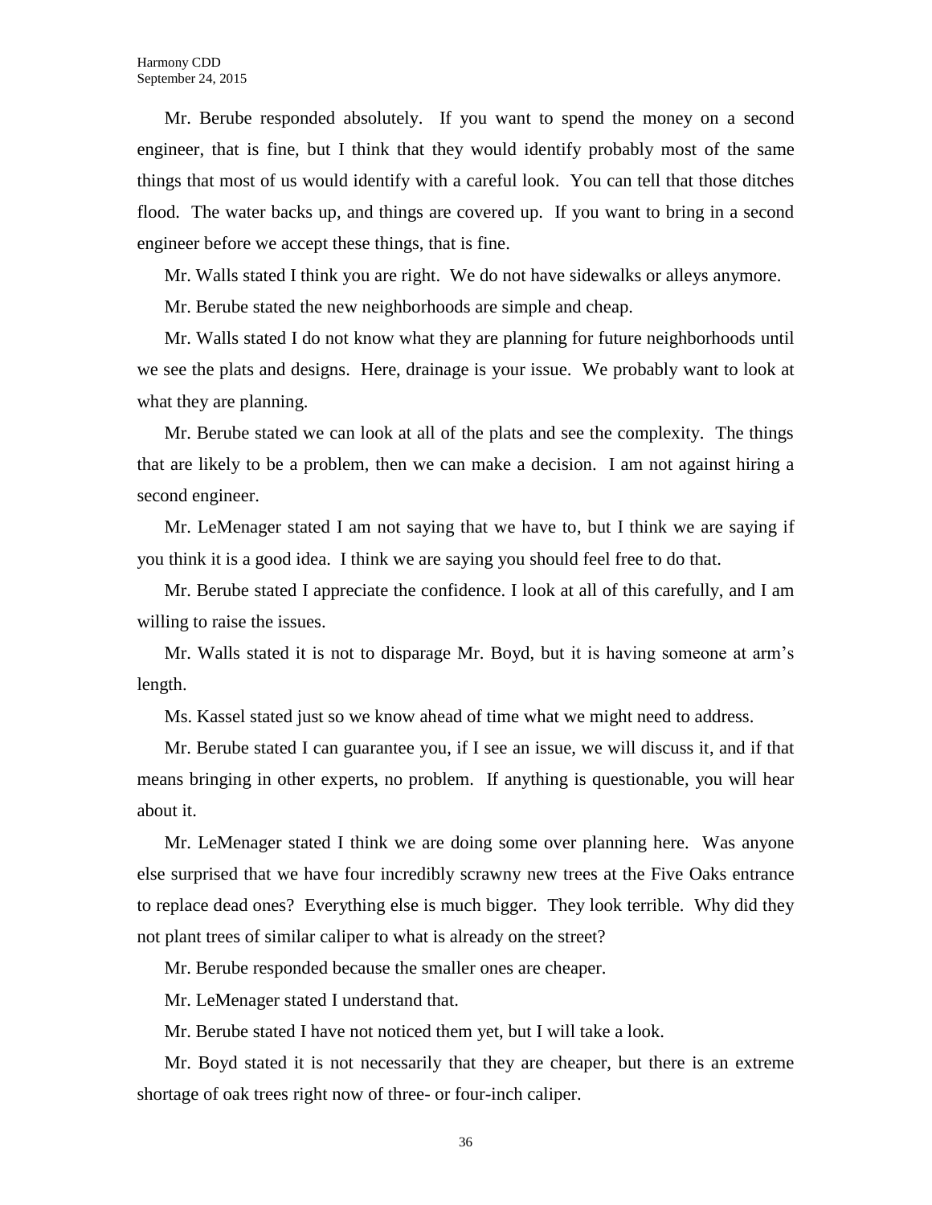Mr. Berube responded absolutely. If you want to spend the money on a second engineer, that is fine, but I think that they would identify probably most of the same things that most of us would identify with a careful look. You can tell that those ditches flood. The water backs up, and things are covered up. If you want to bring in a second engineer before we accept these things, that is fine.

Mr. Walls stated I think you are right. We do not have sidewalks or alleys anymore.

Mr. Berube stated the new neighborhoods are simple and cheap.

Mr. Walls stated I do not know what they are planning for future neighborhoods until we see the plats and designs. Here, drainage is your issue. We probably want to look at what they are planning.

Mr. Berube stated we can look at all of the plats and see the complexity. The things that are likely to be a problem, then we can make a decision. I am not against hiring a second engineer.

Mr. LeMenager stated I am not saying that we have to, but I think we are saying if you think it is a good idea. I think we are saying you should feel free to do that.

Mr. Berube stated I appreciate the confidence. I look at all of this carefully, and I am willing to raise the issues.

Mr. Walls stated it is not to disparage Mr. Boyd, but it is having someone at arm's length.

Ms. Kassel stated just so we know ahead of time what we might need to address.

Mr. Berube stated I can guarantee you, if I see an issue, we will discuss it, and if that means bringing in other experts, no problem. If anything is questionable, you will hear about it.

Mr. LeMenager stated I think we are doing some over planning here. Was anyone else surprised that we have four incredibly scrawny new trees at the Five Oaks entrance to replace dead ones? Everything else is much bigger. They look terrible. Why did they not plant trees of similar caliper to what is already on the street?

Mr. Berube responded because the smaller ones are cheaper.

Mr. LeMenager stated I understand that.

Mr. Berube stated I have not noticed them yet, but I will take a look.

Mr. Boyd stated it is not necessarily that they are cheaper, but there is an extreme shortage of oak trees right now of three- or four-inch caliper.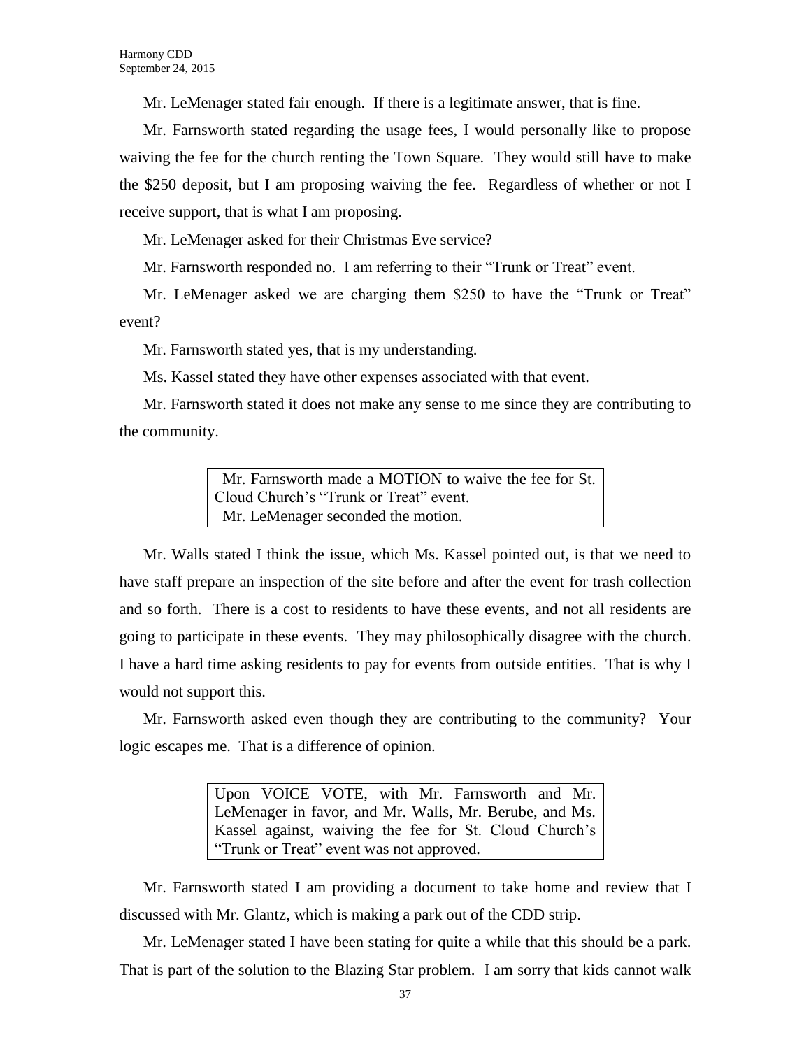Mr. LeMenager stated fair enough. If there is a legitimate answer, that is fine.

Mr. Farnsworth stated regarding the usage fees, I would personally like to propose waiving the fee for the church renting the Town Square. They would still have to make the $250 deposit, but I am proposing waiving the fee. Regardless of whether or not I receive support, that is what I am proposing.

Mr. LeMenager asked for their Christmas Eve service?

Mr. Farnsworth responded no. I am referring to their "Trunk or Treat" event.

Mr. LeMenager asked we are charging them $250 to have the "Trunk or Treat" event?

Mr. Farnsworth stated yes, that is my understanding.

Ms. Kassel stated they have other expenses associated with that event.

Mr. Farnsworth stated it does not make any sense to me since they are contributing to the community.

> Mr. Farnsworth made a MOTION to waive the fee for St. Cloud Church's "Trunk or Treat" event.
> Mr. LeMenager seconded the motion.

Mr. Walls stated I think the issue, which Ms. Kassel pointed out, is that we need to have staff prepare an inspection of the site before and after the event for trash collection and so forth. There is a cost to residents to have these events, and not all residents are going to participate in these events. They may philosophically disagree with the church. I have a hard time asking residents to pay for events from outside entities. That is why I would not support this.

Mr. Farnsworth asked even though they are contributing to the community? Your logic escapes me. That is a difference of opinion.

> Upon VOICE VOTE, with Mr. Farnsworth and Mr. LeMenager in favor, and Mr. Walls, Mr. Berube, and Ms. Kassel against, waiving the fee for St. Cloud Church's "Trunk or Treat" event was not approved.

Mr. Farnsworth stated I am providing a document to take home and review that I discussed with Mr. Glantz, which is making a park out of the CDD strip.

Mr. LeMenager stated I have been stating for quite a while that this should be a park. That is part of the solution to the Blazing Star problem. I am sorry that kids cannot walk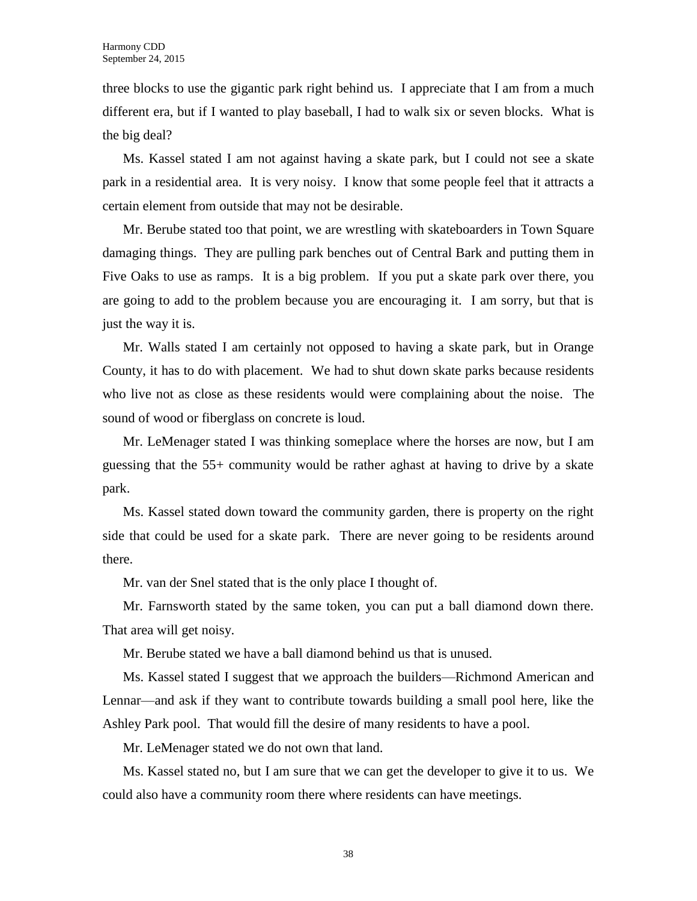three blocks to use the gigantic park right behind us. I appreciate that I am from a much different era, but if I wanted to play baseball, I had to walk six or seven blocks. What is the big deal?

Ms. Kassel stated I am not against having a skate park, but I could not see a skate park in a residential area. It is very noisy. I know that some people feel that it attracts a certain element from outside that may not be desirable.

Mr. Berube stated too that point, we are wrestling with skateboarders in Town Square damaging things. They are pulling park benches out of Central Bark and putting them in Five Oaks to use as ramps. It is a big problem. If you put a skate park over there, you are going to add to the problem because you are encouraging it. I am sorry, but that is just the way it is.

Mr. Walls stated I am certainly not opposed to having a skate park, but in Orange County, it has to do with placement. We had to shut down skate parks because residents who live not as close as these residents would were complaining about the noise. The sound of wood or fiberglass on concrete is loud.

Mr. LeMenager stated I was thinking someplace where the horses are now, but I am guessing that the 55+ community would be rather aghast at having to drive by a skate park.

Ms. Kassel stated down toward the community garden, there is property on the right side that could be used for a skate park. There are never going to be residents around there.

Mr. van der Snel stated that is the only place I thought of.

Mr. Farnsworth stated by the same token, you can put a ball diamond down there. That area will get noisy.

Mr. Berube stated we have a ball diamond behind us that is unused.

Ms. Kassel stated I suggest that we approach the builders—Richmond American and Lennar—and ask if they want to contribute towards building a small pool here, like the Ashley Park pool. That would fill the desire of many residents to have a pool.

Mr. LeMenager stated we do not own that land.

Ms. Kassel stated no, but I am sure that we can get the developer to give it to us. We could also have a community room there where residents can have meetings.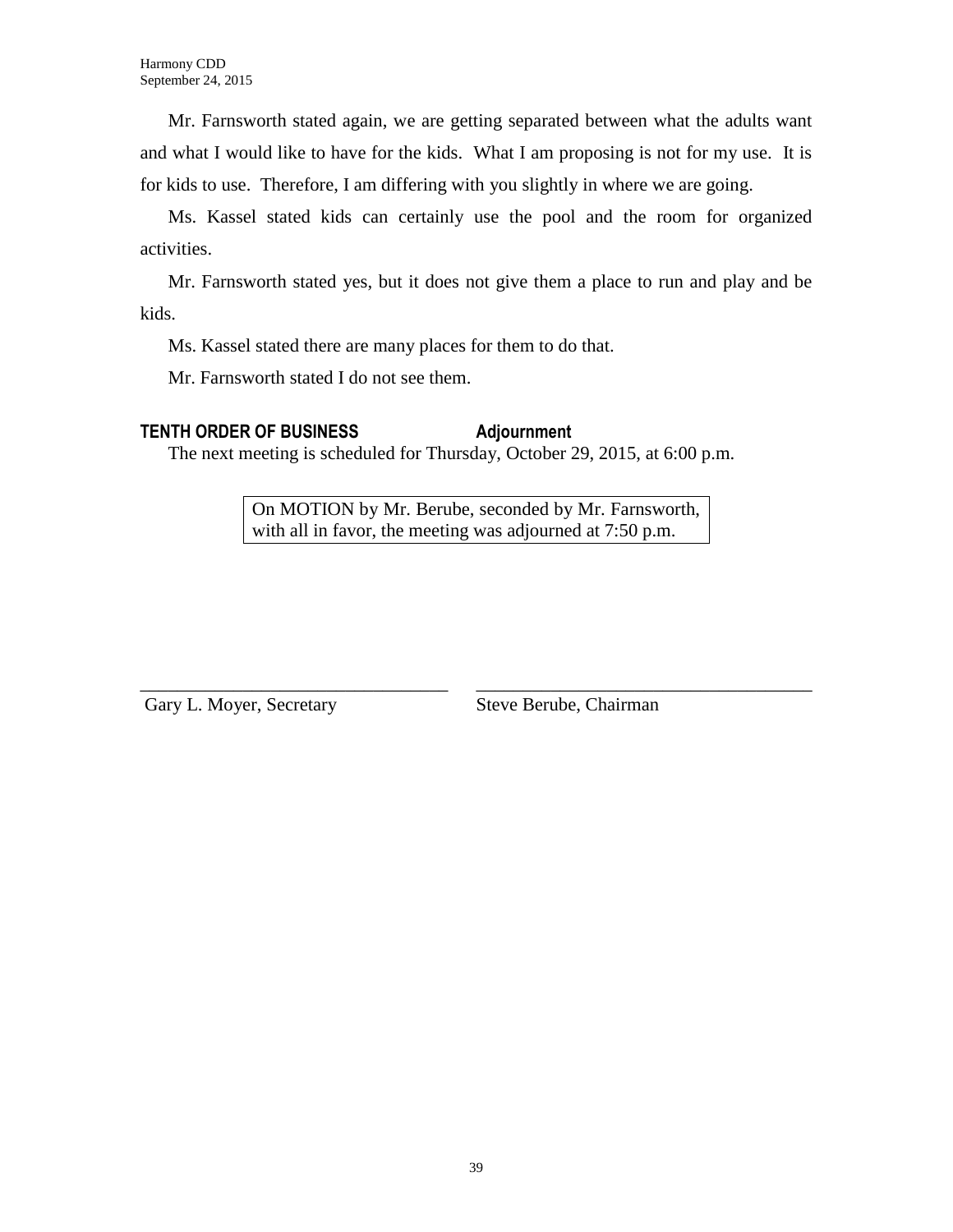Mr. Farnsworth stated again, we are getting separated between what the adults want and what I would like to have for the kids. What I am proposing is not for my use. It is for kids to use. Therefore, I am differing with you slightly in where we are going.

Ms. Kassel stated kids can certainly use the pool and the room for organized activities.

Mr. Farnsworth stated yes, but it does not give them a place to run and play and be kids.

Ms. Kassel stated there are many places for them to do that.

Mr. Farnsworth stated I do not see them.

**TENTH ORDER OF BUSINESS Adjournment**

The next meeting is scheduled for Thursday, October 29, 2015, at 6:00 p.m.

On MOTION by Mr. Berube, seconded by Mr. Farnsworth, with all in favor, the meeting was adjourned at 7:50 p.m.

| | |
|---|---|
| _________________________________ | _________________________________ |
| Gary L. Moyer, Secretary | Steve Berube, Chairman |